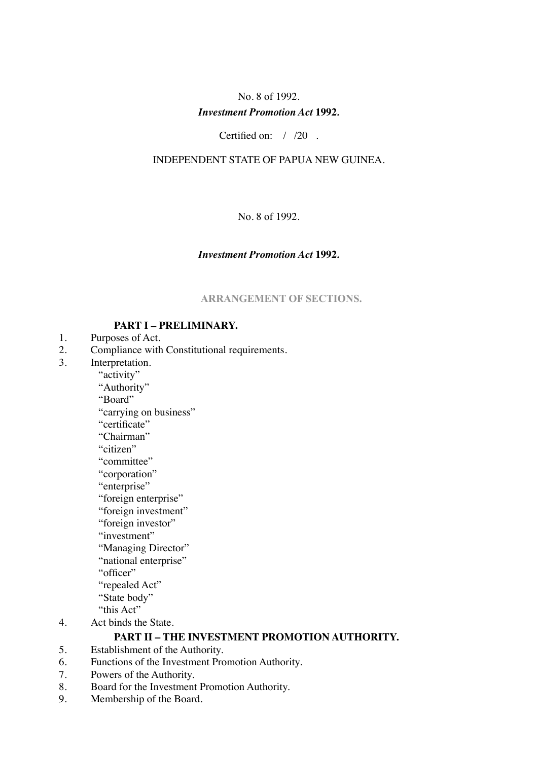No. 8 of 1992.

***Investment Promotion Act* 1992.**

Certified on: / /20 .

INDEPENDENT STATE OF PAPUA NEW GUINEA.

No. 8 of 1992.

***Investment Promotion Act* 1992.**

## ARRANGEMENT OF SECTIONS.

### PART I – PRELIMINARY.

1. Purposes of Act.
2. Compliance with Constitutional requirements.
3. Interpretation.
   - "activity"
   - "Authority"
   - "Board"
   - "carrying on business"
   - "certificate"
   - "Chairman"
   - "citizen"
   - "committee"
   - "corporation"
   - "enterprise"
   - "foreign enterprise"
   - "foreign investment"
   - "foreign investor"
   - "investment"
   - "Managing Director"
   - "national enterprise"
   - "officer"
   - "repealed Act"
   - "State body"
   - "this Act"
4. Act binds the State.

### PART II – THE INVESTMENT PROMOTION AUTHORITY.

5. Establishment of the Authority.
6. Functions of the Investment Promotion Authority.
7. Powers of the Authority.
8. Board for the Investment Promotion Authority.
9. Membership of the Board.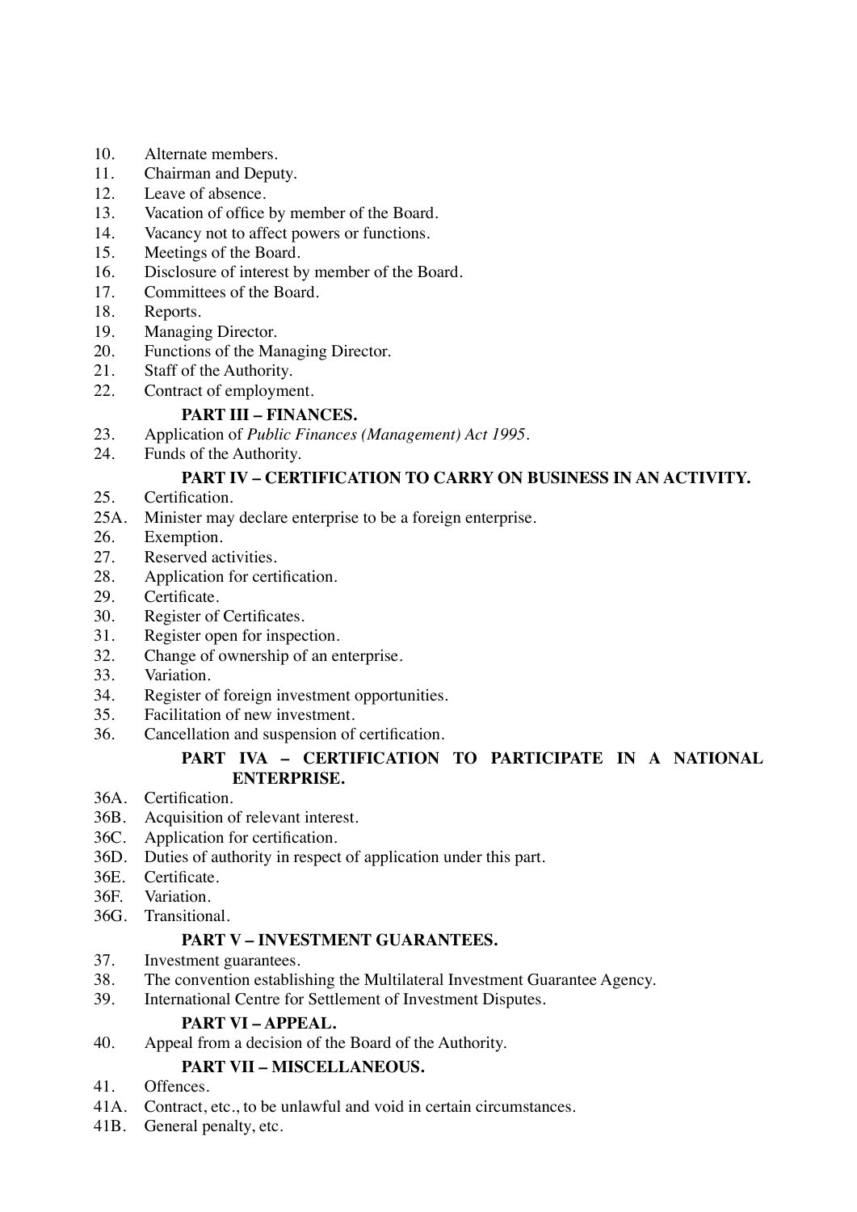10. Alternate members.
11. Chairman and Deputy.
12. Leave of absence.
13. Vacation of office by member of the Board.
14. Vacancy not to affect powers or functions.
15. Meetings of the Board.
16. Disclosure of interest by member of the Board.
17. Committees of the Board.
18. Reports.
19. Managing Director.
20. Functions of the Managing Director.
21. Staff of the Authority.
22. Contract of employment.

**PART III – FINANCES.**

23. Application of *Public Finances (Management) Act 1995*.
24. Funds of the Authority.

**PART IV – CERTIFICATION TO CARRY ON BUSINESS IN AN ACTIVITY.**

25. Certification.
25A. Minister may declare enterprise to be a foreign enterprise.
26. Exemption.
27. Reserved activities.
28. Application for certification.
29. Certificate.
30. Register of Certificates.
31. Register open for inspection.
32. Change of ownership of an enterprise.
33. Variation.
34. Register of foreign investment opportunities.
35. Facilitation of new investment.
36. Cancellation and suspension of certification.

**PART IVA – CERTIFICATION TO PARTICIPATE IN A NATIONAL ENTERPRISE.**

36A. Certification.
36B. Acquisition of relevant interest.
36C. Application for certification.
36D. Duties of authority in respect of application under this part.
36E. Certificate.
36F. Variation.
36G. Transitional.

**PART V – INVESTMENT GUARANTEES.**

37. Investment guarantees.
38. The convention establishing the Multilateral Investment Guarantee Agency.
39. International Centre for Settlement of Investment Disputes.

**PART VI – APPEAL.**

40. Appeal from a decision of the Board of the Authority.

**PART VII – MISCELLANEOUS.**

41. Offences.
41A. Contract, etc., to be unlawful and void in certain circumstances.
41B. General penalty, etc.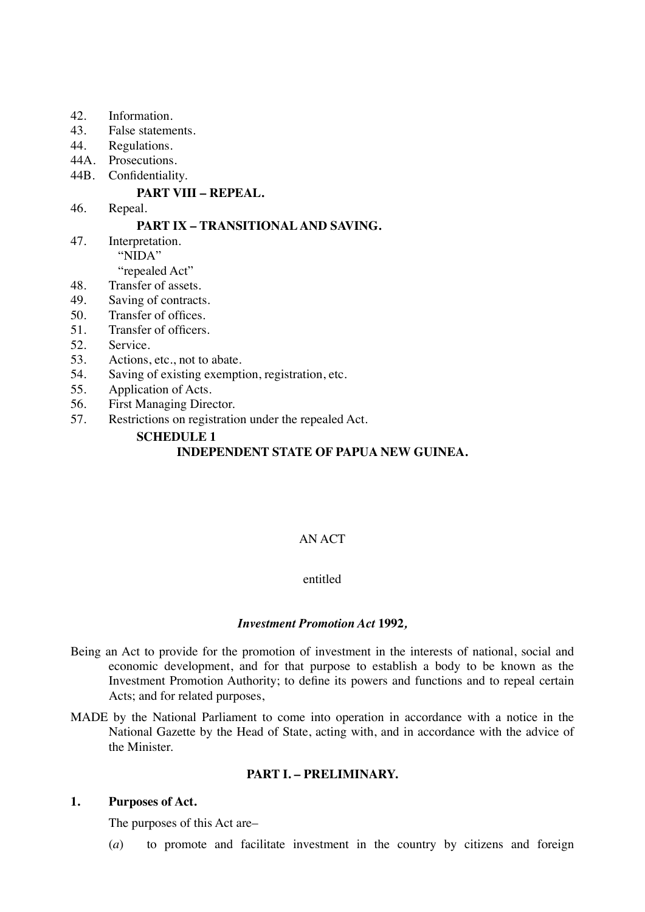42. Information.
43. False statements.
44. Regulations.
44A. Prosecutions.
44B. Confidentiality.

**PART VIII – REPEAL.**

46. Repeal.

**PART IX – TRANSITIONAL AND SAVING.**

47. Interpretation.
    "NIDA"
    "repealed Act"
48. Transfer of assets.
49. Saving of contracts.
50. Transfer of offices.
51. Transfer of officers.
52. Service.
53. Actions, etc., not to abate.
54. Saving of existing exemption, registration, etc.
55. Application of Acts.
56. First Managing Director.
57. Restrictions on registration under the repealed Act.

**SCHEDULE 1**

**INDEPENDENT STATE OF PAPUA NEW GUINEA.**

AN ACT

entitled

***Investment Promotion Act* 1992*,***

Being an Act to provide for the promotion of investment in the interests of national, social and economic development, and for that purpose to establish a body to be known as the Investment Promotion Authority; to define its powers and functions and to repeal certain Acts; and for related purposes,

MADE by the National Parliament to come into operation in accordance with a notice in the National Gazette by the Head of State, acting with, and in accordance with the advice of the Minister.

## PART I. – PRELIMINARY.

### 1. Purposes of Act.

The purposes of this Act are–

(*a*) to promote and facilitate investment in the country by citizens and foreign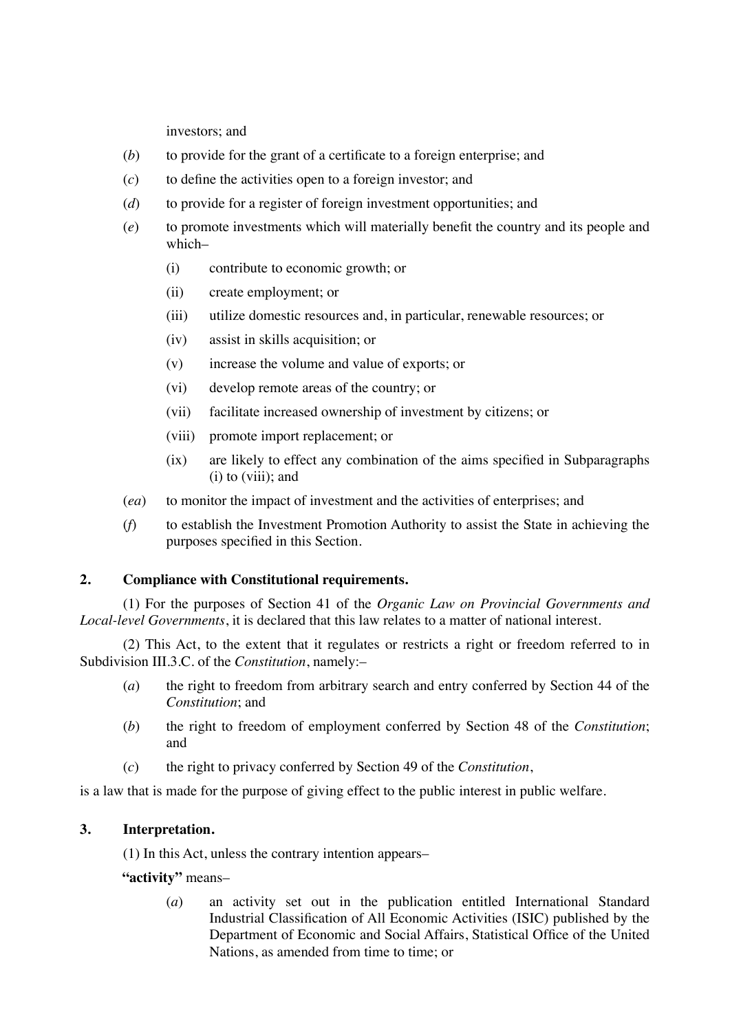investors; and

(*b*) to provide for the grant of a certificate to a foreign enterprise; and

(*c*) to define the activities open to a foreign investor; and

(*d*) to provide for a register of foreign investment opportunities; and

(*e*) to promote investments which will materially benefit the country and its people and which–

- (i) contribute to economic growth; or
- (ii) create employment; or
- (iii) utilize domestic resources and, in particular, renewable resources; or
- (iv) assist in skills acquisition; or
- (v) increase the volume and value of exports; or
- (vi) develop remote areas of the country; or
- (vii) facilitate increased ownership of investment by citizens; or
- (viii) promote import replacement; or
- (ix) are likely to effect any combination of the aims specified in Subparagraphs (i) to (viii); and

(*ea*) to monitor the impact of investment and the activities of enterprises; and

(*f*) to establish the Investment Promotion Authority to assist the State in achieving the purposes specified in this Section.

## 2. Compliance with Constitutional requirements.

(1) For the purposes of Section 41 of the *Organic Law on Provincial Governments and Local-level Governments*, it is declared that this law relates to a matter of national interest.

(2) This Act, to the extent that it regulates or restricts a right or freedom referred to in Subdivision III.3.C. of the *Constitution*, namely:–

(*a*) the right to freedom from arbitrary search and entry conferred by Section 44 of the *Constitution*; and

(*b*) the right to freedom of employment conferred by Section 48 of the *Constitution*; and

(*c*) the right to privacy conferred by Section 49 of the *Constitution*,

is a law that is made for the purpose of giving effect to the public interest in public welfare.

## 3. Interpretation.

(1) In this Act, unless the contrary intention appears–

**"activity"** means–

(*a*) an activity set out in the publication entitled International Standard Industrial Classification of All Economic Activities (ISIC) published by the Department of Economic and Social Affairs, Statistical Office of the United Nations, as amended from time to time; or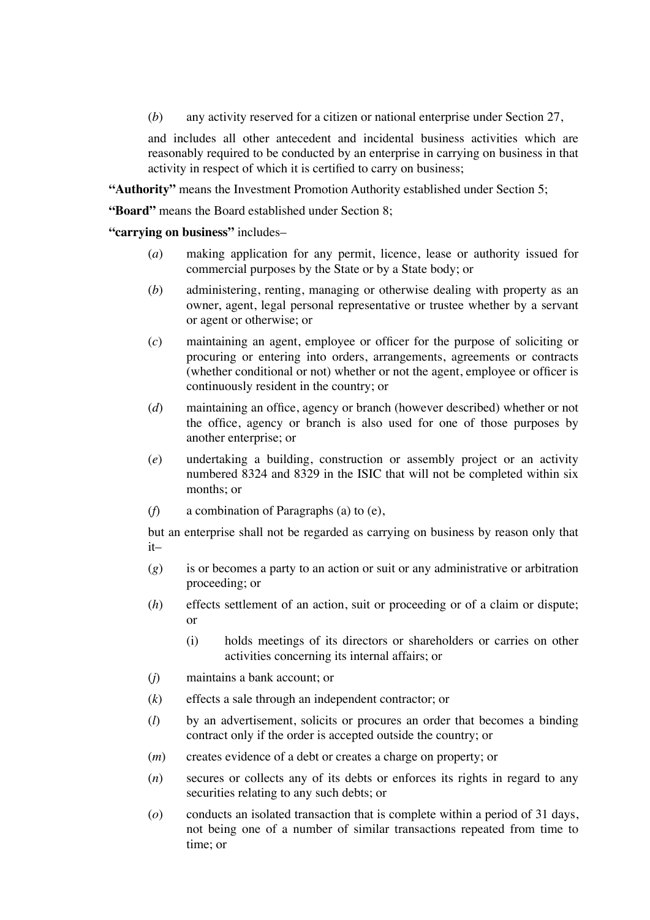(*b*) any activity reserved for a citizen or national enterprise under Section 27,

and includes all other antecedent and incidental business activities which are reasonably required to be conducted by an enterprise in carrying on business in that activity in respect of which it is certified to carry on business;

**"Authority"** means the Investment Promotion Authority established under Section 5;

**"Board"** means the Board established under Section 8;

**"carrying on business"** includes–

(*a*) making application for any permit, licence, lease or authority issued for commercial purposes by the State or by a State body; or

(*b*) administering, renting, managing or otherwise dealing with property as an owner, agent, legal personal representative or trustee whether by a servant or agent or otherwise; or

(*c*) maintaining an agent, employee or officer for the purpose of soliciting or procuring or entering into orders, arrangements, agreements or contracts (whether conditional or not) whether or not the agent, employee or officer is continuously resident in the country; or

(*d*) maintaining an office, agency or branch (however described) whether or not the office, agency or branch is also used for one of those purposes by another enterprise; or

(*e*) undertaking a building, construction or assembly project or an activity numbered 8324 and 8329 in the ISIC that will not be completed within six months; or

(*f*) a combination of Paragraphs (a) to (e),

but an enterprise shall not be regarded as carrying on business by reason only that it–

(*g*) is or becomes a party to an action or suit or any administrative or arbitration proceeding; or

(*h*) effects settlement of an action, suit or proceeding or of a claim or dispute; or

(i) holds meetings of its directors or shareholders or carries on other activities concerning its internal affairs; or

(*j*) maintains a bank account; or

(*k*) effects a sale through an independent contractor; or

(*l*) by an advertisement, solicits or procures an order that becomes a binding contract only if the order is accepted outside the country; or

(*m*) creates evidence of a debt or creates a charge on property; or

(*n*) secures or collects any of its debts or enforces its rights in regard to any securities relating to any such debts; or

(*o*) conducts an isolated transaction that is complete within a period of 31 days, not being one of a number of similar transactions repeated from time to time; or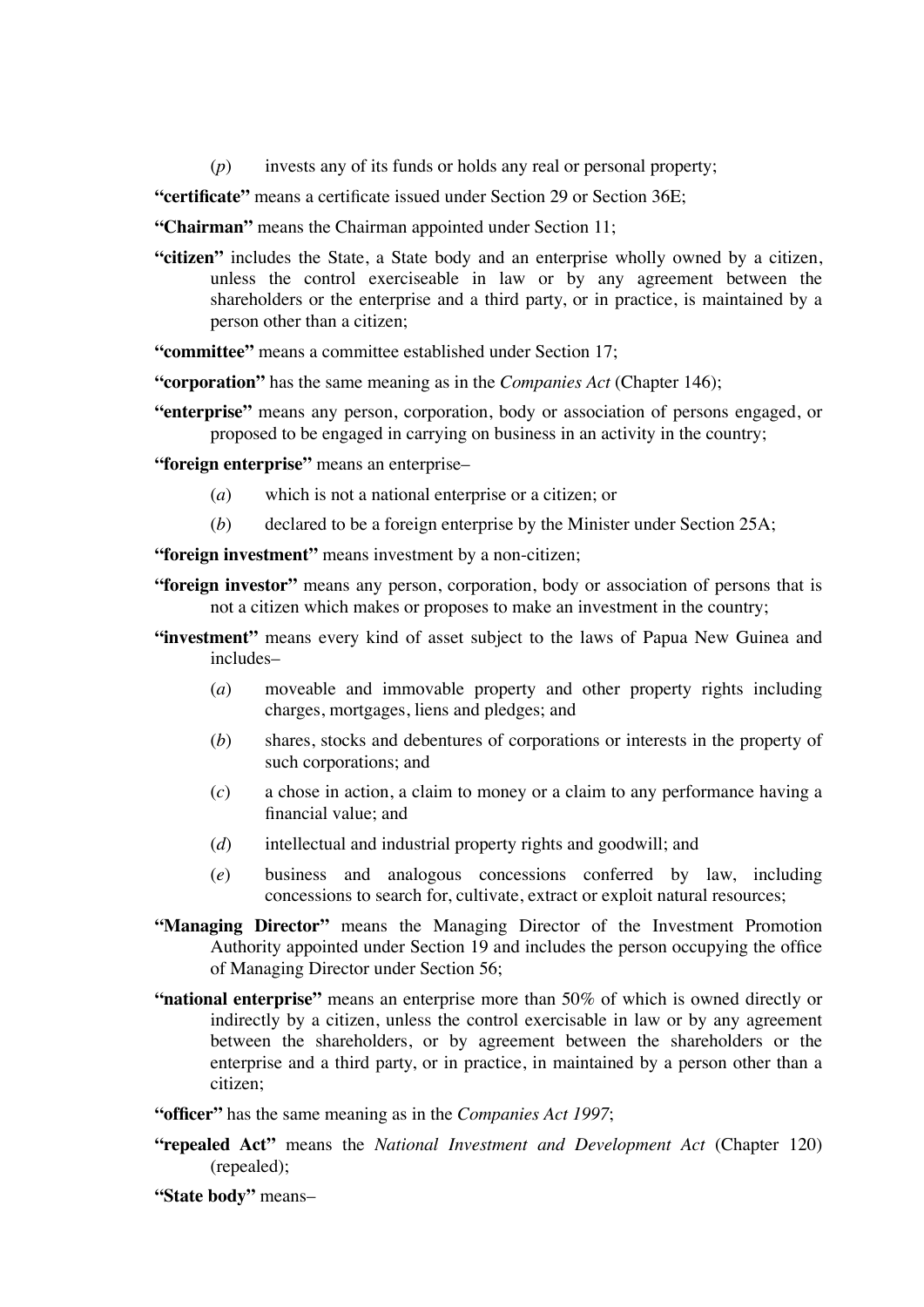(*p*) invests any of its funds or holds any real or personal property;

**"certificate"** means a certificate issued under Section 29 or Section 36E;

**"Chairman"** means the Chairman appointed under Section 11;

**"citizen"** includes the State, a State body and an enterprise wholly owned by a citizen, unless the control exerciseable in law or by any agreement between the shareholders or the enterprise and a third party, or in practice, is maintained by a person other than a citizen;

**"committee"** means a committee established under Section 17;

**"corporation"** has the same meaning as in the *Companies Act* (Chapter 146);

**"enterprise"** means any person, corporation, body or association of persons engaged, or proposed to be engaged in carrying on business in an activity in the country;

**"foreign enterprise"** means an enterprise–

(*a*) which is not a national enterprise or a citizen; or

(*b*) declared to be a foreign enterprise by the Minister under Section 25A;

**"foreign investment"** means investment by a non-citizen;

**"foreign investor"** means any person, corporation, body or association of persons that is not a citizen which makes or proposes to make an investment in the country;

**"investment"** means every kind of asset subject to the laws of Papua New Guinea and includes–

(*a*) moveable and immovable property and other property rights including charges, mortgages, liens and pledges; and

(*b*) shares, stocks and debentures of corporations or interests in the property of such corporations; and

(*c*) a chose in action, a claim to money or a claim to any performance having a financial value; and

(*d*) intellectual and industrial property rights and goodwill; and

(*e*) business and analogous concessions conferred by law, including concessions to search for, cultivate, extract or exploit natural resources;

**"Managing Director"** means the Managing Director of the Investment Promotion Authority appointed under Section 19 and includes the person occupying the office of Managing Director under Section 56;

**"national enterprise"** means an enterprise more than 50% of which is owned directly or indirectly by a citizen, unless the control exercisable in law or by any agreement between the shareholders, or by agreement between the shareholders or the enterprise and a third party, or in practice, in maintained by a person other than a citizen;

**"officer"** has the same meaning as in the *Companies Act 1997*;

**"repealed Act"** means the *National Investment and Development Act* (Chapter 120) (repealed);

**"State body"** means–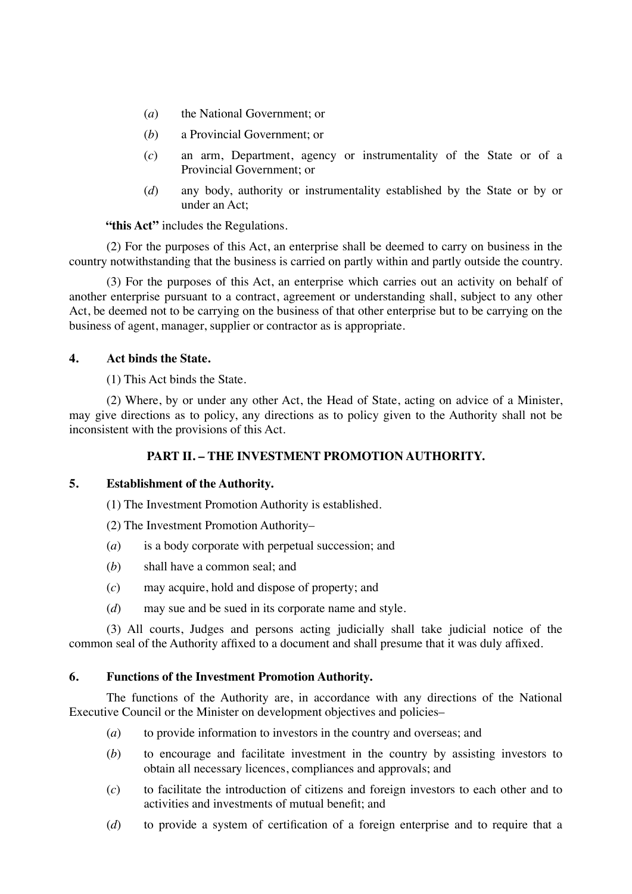(*a*) the National Government; or

(*b*) a Provincial Government; or

(*c*) an arm, Department, agency or instrumentality of the State or of a Provincial Government; or

(*d*) any body, authority or instrumentality established by the State or by or under an Act;

**"this Act"** includes the Regulations.

(2) For the purposes of this Act, an enterprise shall be deemed to carry on business in the country notwithstanding that the business is carried on partly within and partly outside the country.

(3) For the purposes of this Act, an enterprise which carries out an activity on behalf of another enterprise pursuant to a contract, agreement or understanding shall, subject to any other Act, be deemed not to be carrying on the business of that other enterprise but to be carrying on the business of agent, manager, supplier or contractor as is appropriate.

**4. Act binds the State.**

(1) This Act binds the State.

(2) Where, by or under any other Act, the Head of State, acting on advice of a Minister, may give directions as to policy, any directions as to policy given to the Authority shall not be inconsistent with the provisions of this Act.

## PART II. – THE INVESTMENT PROMOTION AUTHORITY.

**5. Establishment of the Authority.**

(1) The Investment Promotion Authority is established.

(2) The Investment Promotion Authority–

(*a*) is a body corporate with perpetual succession; and

(*b*) shall have a common seal; and

(*c*) may acquire, hold and dispose of property; and

(*d*) may sue and be sued in its corporate name and style.

(3) All courts, Judges and persons acting judicially shall take judicial notice of the common seal of the Authority affixed to a document and shall presume that it was duly affixed.

**6. Functions of the Investment Promotion Authority.**

The functions of the Authority are, in accordance with any directions of the National Executive Council or the Minister on development objectives and policies–

(*a*) to provide information to investors in the country and overseas; and

(*b*) to encourage and facilitate investment in the country by assisting investors to obtain all necessary licences, compliances and approvals; and

(*c*) to facilitate the introduction of citizens and foreign investors to each other and to activities and investments of mutual benefit; and

(*d*) to provide a system of certification of a foreign enterprise and to require that a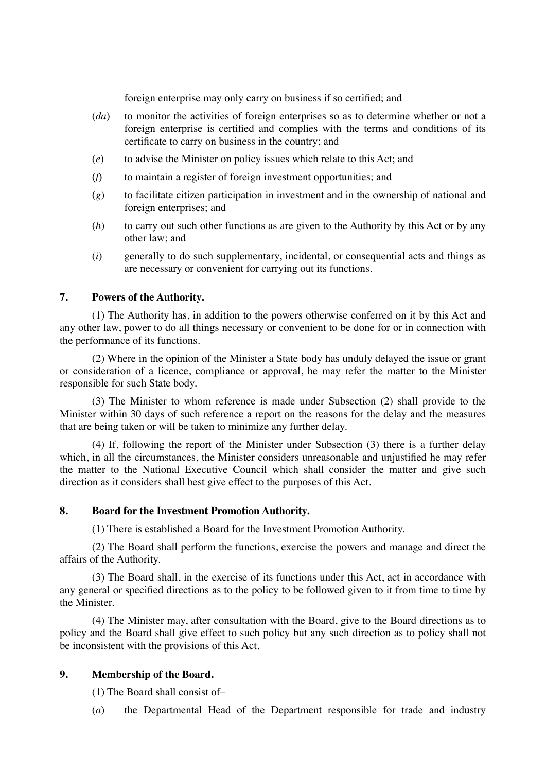foreign enterprise may only carry on business if so certified; and

(*da*) to monitor the activities of foreign enterprises so as to determine whether or not a foreign enterprise is certified and complies with the terms and conditions of its certificate to carry on business in the country; and

(*e*) to advise the Minister on policy issues which relate to this Act; and

(*f*) to maintain a register of foreign investment opportunities; and

(*g*) to facilitate citizen participation in investment and in the ownership of national and foreign enterprises; and

(*h*) to carry out such other functions as are given to the Authority by this Act or by any other law; and

(*i*) generally to do such supplementary, incidental, or consequential acts and things as are necessary or convenient for carrying out its functions.

### 7. Powers of the Authority.

(1) The Authority has, in addition to the powers otherwise conferred on it by this Act and any other law, power to do all things necessary or convenient to be done for or in connection with the performance of its functions.

(2) Where in the opinion of the Minister a State body has unduly delayed the issue or grant or consideration of a licence, compliance or approval, he may refer the matter to the Minister responsible for such State body.

(3) The Minister to whom reference is made under Subsection (2) shall provide to the Minister within 30 days of such reference a report on the reasons for the delay and the measures that are being taken or will be taken to minimize any further delay.

(4) If, following the report of the Minister under Subsection (3) there is a further delay which, in all the circumstances, the Minister considers unreasonable and unjustified he may refer the matter to the National Executive Council which shall consider the matter and give such direction as it considers shall best give effect to the purposes of this Act.

### 8. Board for the Investment Promotion Authority.

(1) There is established a Board for the Investment Promotion Authority.

(2) The Board shall perform the functions, exercise the powers and manage and direct the affairs of the Authority.

(3) The Board shall, in the exercise of its functions under this Act, act in accordance with any general or specified directions as to the policy to be followed given to it from time to time by the Minister.

(4) The Minister may, after consultation with the Board, give to the Board directions as to policy and the Board shall give effect to such policy but any such direction as to policy shall not be inconsistent with the provisions of this Act.

### 9. Membership of the Board.

(1) The Board shall consist of–

(*a*) the Departmental Head of the Department responsible for trade and industry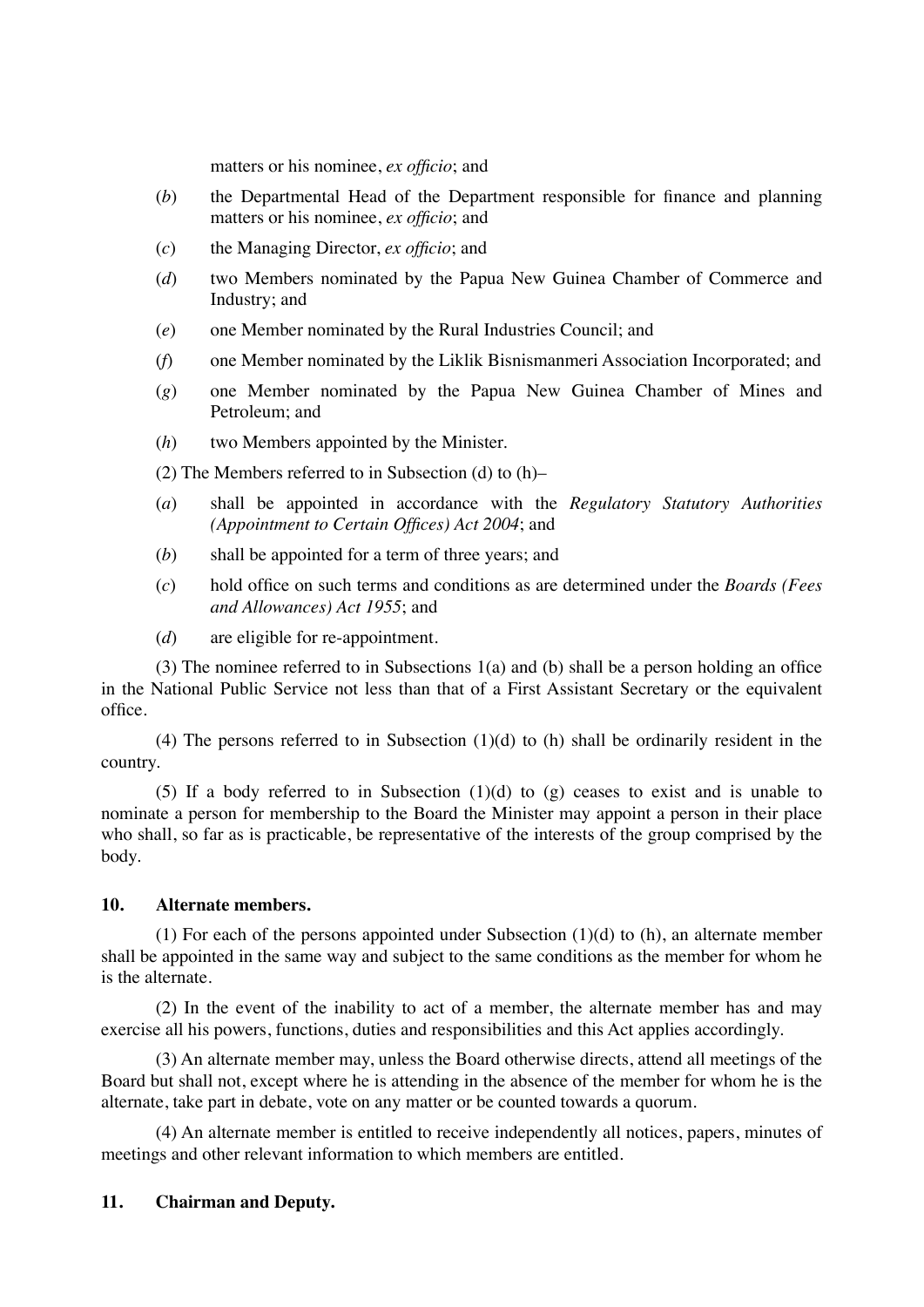matters or his nominee, *ex officio*; and

(*b*) the Departmental Head of the Department responsible for finance and planning matters or his nominee, *ex officio*; and

(*c*) the Managing Director, *ex officio*; and

(*d*) two Members nominated by the Papua New Guinea Chamber of Commerce and Industry; and

(*e*) one Member nominated by the Rural Industries Council; and

(*f*) one Member nominated by the Liklik Bisnismanmeri Association Incorporated; and

(*g*) one Member nominated by the Papua New Guinea Chamber of Mines and Petroleum; and

(*h*) two Members appointed by the Minister.

(2) The Members referred to in Subsection (d) to (h)–

(*a*) shall be appointed in accordance with the *Regulatory Statutory Authorities (Appointment to Certain Offices) Act 2004*; and

(*b*) shall be appointed for a term of three years; and

(*c*) hold office on such terms and conditions as are determined under the *Boards (Fees and Allowances) Act 1955*; and

(*d*) are eligible for re-appointment.

(3) The nominee referred to in Subsections 1(a) and (b) shall be a person holding an office in the National Public Service not less than that of a First Assistant Secretary or the equivalent office.

(4) The persons referred to in Subsection (1)(d) to (h) shall be ordinarily resident in the country.

(5) If a body referred to in Subsection (1)(d) to (g) ceases to exist and is unable to nominate a person for membership to the Board the Minister may appoint a person in their place who shall, so far as is practicable, be representative of the interests of the group comprised by the body.

### 10. Alternate members.

(1) For each of the persons appointed under Subsection (1)(d) to (h), an alternate member shall be appointed in the same way and subject to the same conditions as the member for whom he is the alternate.

(2) In the event of the inability to act of a member, the alternate member has and may exercise all his powers, functions, duties and responsibilities and this Act applies accordingly.

(3) An alternate member may, unless the Board otherwise directs, attend all meetings of the Board but shall not, except where he is attending in the absence of the member for whom he is the alternate, take part in debate, vote on any matter or be counted towards a quorum.

(4) An alternate member is entitled to receive independently all notices, papers, minutes of meetings and other relevant information to which members are entitled.

### 11. Chairman and Deputy.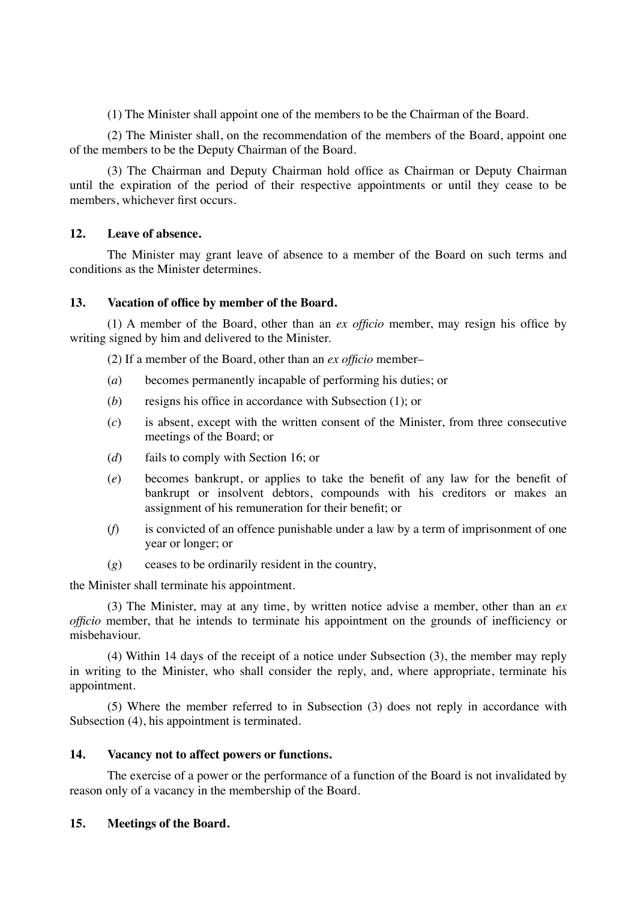(1) The Minister shall appoint one of the members to be the Chairman of the Board.

(2) The Minister shall, on the recommendation of the members of the Board, appoint one of the members to be the Deputy Chairman of the Board.

(3) The Chairman and Deputy Chairman hold office as Chairman or Deputy Chairman until the expiration of the period of their respective appointments or until they cease to be members, whichever first occurs.

**12. Leave of absence.**

The Minister may grant leave of absence to a member of the Board on such terms and conditions as the Minister determines.

**13. Vacation of office by member of the Board.**

(1) A member of the Board, other than an *ex officio* member, may resign his office by writing signed by him and delivered to the Minister.

(2) If a member of the Board, other than an *ex officio* member–

(*a*) becomes permanently incapable of performing his duties; or

(*b*) resigns his office in accordance with Subsection (1); or

(*c*) is absent, except with the written consent of the Minister, from three consecutive meetings of the Board; or

(*d*) fails to comply with Section 16; or

(*e*) becomes bankrupt, or applies to take the benefit of any law for the benefit of bankrupt or insolvent debtors, compounds with his creditors or makes an assignment of his remuneration for their benefit; or

(*f*) is convicted of an offence punishable under a law by a term of imprisonment of one year or longer; or

(*g*) ceases to be ordinarily resident in the country,

the Minister shall terminate his appointment.

(3) The Minister, may at any time, by written notice advise a member, other than an *ex officio* member, that he intends to terminate his appointment on the grounds of inefficiency or misbehaviour.

(4) Within 14 days of the receipt of a notice under Subsection (3), the member may reply in writing to the Minister, who shall consider the reply, and, where appropriate, terminate his appointment.

(5) Where the member referred to in Subsection (3) does not reply in accordance with Subsection (4), his appointment is terminated.

**14. Vacancy not to affect powers or functions.**

The exercise of a power or the performance of a function of the Board is not invalidated by reason only of a vacancy in the membership of the Board.

**15. Meetings of the Board.**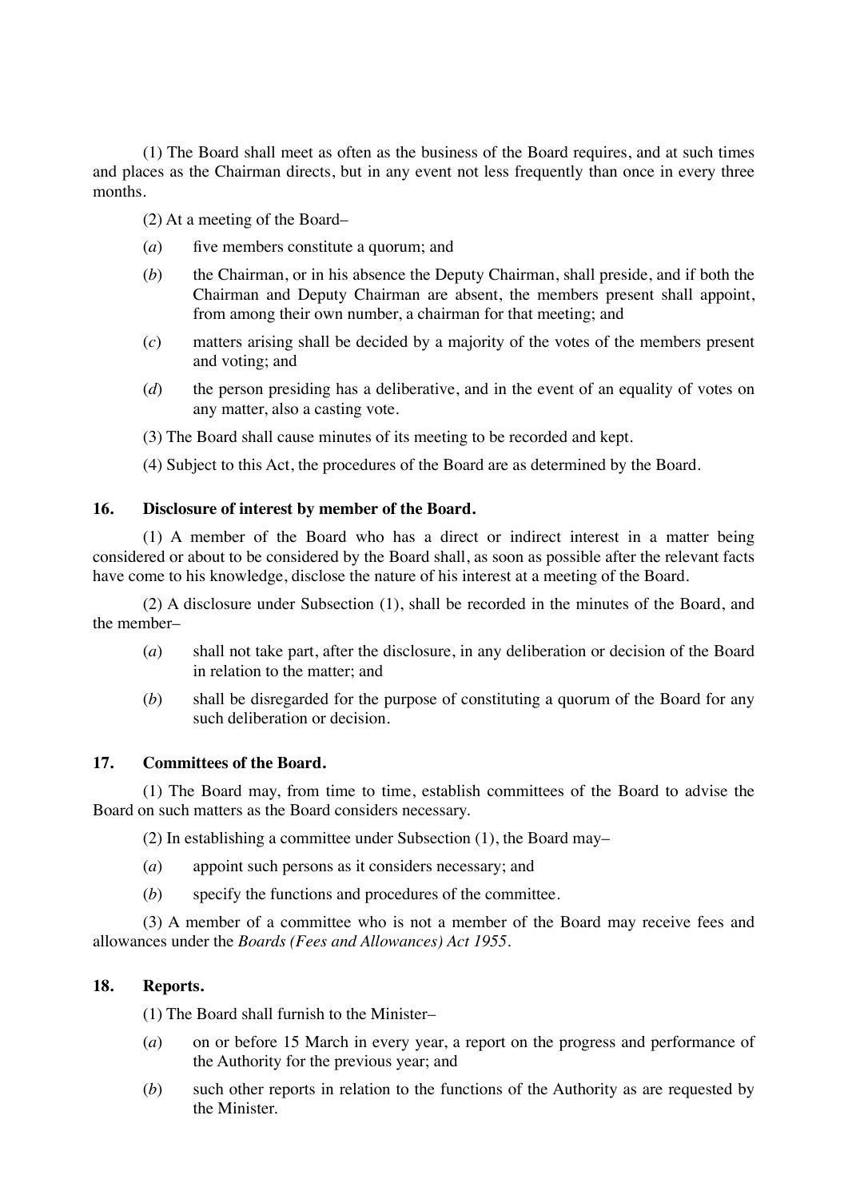(1) The Board shall meet as often as the business of the Board requires, and at such times and places as the Chairman directs, but in any event not less frequently than once in every three months.

(2) At a meeting of the Board–

(*a*) five members constitute a quorum; and

(*b*) the Chairman, or in his absence the Deputy Chairman, shall preside, and if both the Chairman and Deputy Chairman are absent, the members present shall appoint, from among their own number, a chairman for that meeting; and

(*c*) matters arising shall be decided by a majority of the votes of the members present and voting; and

(*d*) the person presiding has a deliberative, and in the event of an equality of votes on any matter, also a casting vote.

(3) The Board shall cause minutes of its meeting to be recorded and kept.

(4) Subject to this Act, the procedures of the Board are as determined by the Board.

### 16. Disclosure of interest by member of the Board.

(1) A member of the Board who has a direct or indirect interest in a matter being considered or about to be considered by the Board shall, as soon as possible after the relevant facts have come to his knowledge, disclose the nature of his interest at a meeting of the Board.

(2) A disclosure under Subsection (1), shall be recorded in the minutes of the Board, and the member–

(*a*) shall not take part, after the disclosure, in any deliberation or decision of the Board in relation to the matter; and

(*b*) shall be disregarded for the purpose of constituting a quorum of the Board for any such deliberation or decision.

### 17. Committees of the Board.

(1) The Board may, from time to time, establish committees of the Board to advise the Board on such matters as the Board considers necessary.

(2) In establishing a committee under Subsection (1), the Board may–

(*a*) appoint such persons as it considers necessary; and

(*b*) specify the functions and procedures of the committee.

(3) A member of a committee who is not a member of the Board may receive fees and allowances under the *Boards (Fees and Allowances) Act 1955*.

### 18. Reports.

(1) The Board shall furnish to the Minister–

(*a*) on or before 15 March in every year, a report on the progress and performance of the Authority for the previous year; and

(*b*) such other reports in relation to the functions of the Authority as are requested by the Minister.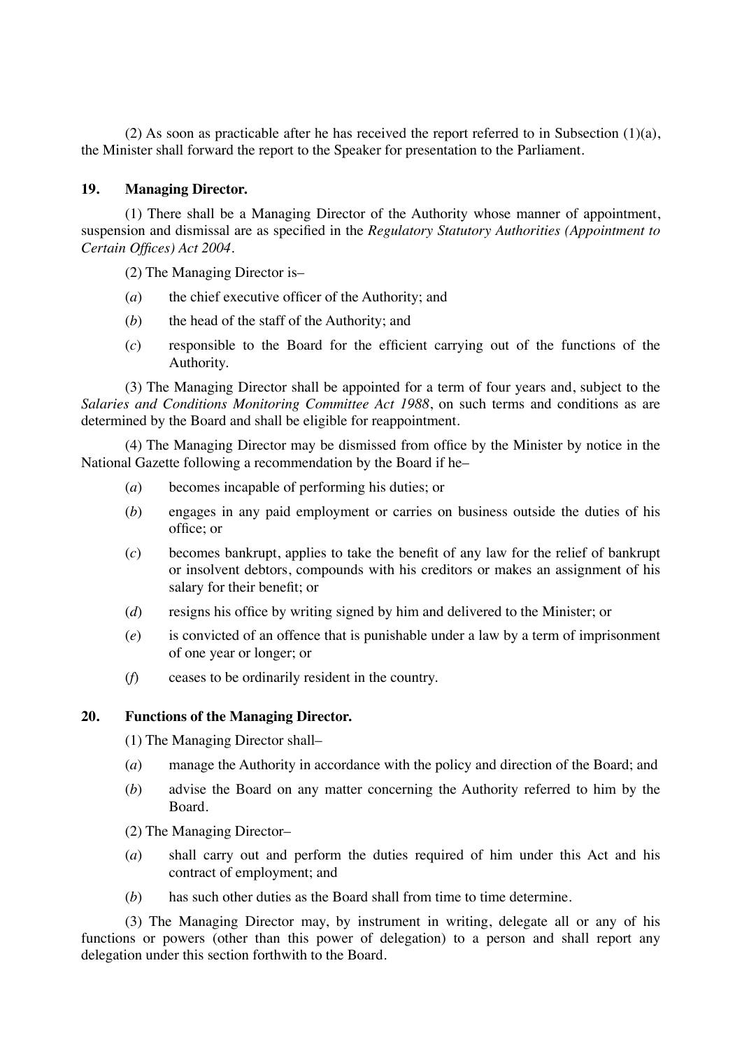(2) As soon as practicable after he has received the report referred to in Subsection (1)(a), the Minister shall forward the report to the Speaker for presentation to the Parliament.

### 19. Managing Director.

(1) There shall be a Managing Director of the Authority whose manner of appointment, suspension and dismissal are as specified in the *Regulatory Statutory Authorities (Appointment to Certain Offices) Act 2004*.

(2) The Managing Director is–

(*a*) the chief executive officer of the Authority; and

(*b*) the head of the staff of the Authority; and

(*c*) responsible to the Board for the efficient carrying out of the functions of the Authority.

(3) The Managing Director shall be appointed for a term of four years and, subject to the *Salaries and Conditions Monitoring Committee Act 1988*, on such terms and conditions as are determined by the Board and shall be eligible for reappointment.

(4) The Managing Director may be dismissed from office by the Minister by notice in the National Gazette following a recommendation by the Board if he–

(*a*) becomes incapable of performing his duties; or

(*b*) engages in any paid employment or carries on business outside the duties of his office; or

(*c*) becomes bankrupt, applies to take the benefit of any law for the relief of bankrupt or insolvent debtors, compounds with his creditors or makes an assignment of his salary for their benefit; or

(*d*) resigns his office by writing signed by him and delivered to the Minister; or

(*e*) is convicted of an offence that is punishable under a law by a term of imprisonment of one year or longer; or

(*f*) ceases to be ordinarily resident in the country.

### 20. Functions of the Managing Director.

(1) The Managing Director shall–

(*a*) manage the Authority in accordance with the policy and direction of the Board; and

(*b*) advise the Board on any matter concerning the Authority referred to him by the Board.

(2) The Managing Director–

(*a*) shall carry out and perform the duties required of him under this Act and his contract of employment; and

(*b*) has such other duties as the Board shall from time to time determine.

(3) The Managing Director may, by instrument in writing, delegate all or any of his functions or powers (other than this power of delegation) to a person and shall report any delegation under this section forthwith to the Board.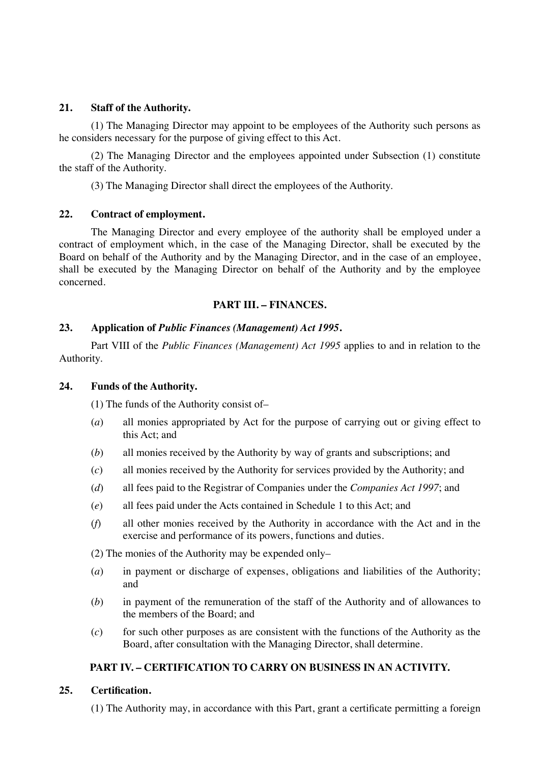### 21. Staff of the Authority.

(1) The Managing Director may appoint to be employees of the Authority such persons as he considers necessary for the purpose of giving effect to this Act.

(2) The Managing Director and the employees appointed under Subsection (1) constitute the staff of the Authority.

(3) The Managing Director shall direct the employees of the Authority.

### 22. Contract of employment.

The Managing Director and every employee of the authority shall be employed under a contract of employment which, in the case of the Managing Director, shall be executed by the Board on behalf of the Authority and by the Managing Director, and in the case of an employee, shall be executed by the Managing Director on behalf of the Authority and by the employee concerned.

## PART III. – FINANCES.

### 23. Application of *Public Finances (Management) Act 1995*.

Part VIII of the *Public Finances (Management) Act 1995* applies to and in relation to the Authority.

### 24. Funds of the Authority.

(1) The funds of the Authority consist of–

- (*a*) all monies appropriated by Act for the purpose of carrying out or giving effect to this Act; and
- (*b*) all monies received by the Authority by way of grants and subscriptions; and
- (*c*) all monies received by the Authority for services provided by the Authority; and
- (*d*) all fees paid to the Registrar of Companies under the *Companies Act 1997*; and
- (*e*) all fees paid under the Acts contained in Schedule 1 to this Act; and
- (*f*) all other monies received by the Authority in accordance with the Act and in the exercise and performance of its powers, functions and duties.

(2) The monies of the Authority may be expended only–

- (*a*) in payment or discharge of expenses, obligations and liabilities of the Authority; and
- (*b*) in payment of the remuneration of the staff of the Authority and of allowances to the members of the Board; and
- (*c*) for such other purposes as are consistent with the functions of the Authority as the Board, after consultation with the Managing Director, shall determine.

## PART IV. – CERTIFICATION TO CARRY ON BUSINESS IN AN ACTIVITY.

### 25. Certification.

(1) The Authority may, in accordance with this Part, grant a certificate permitting a foreign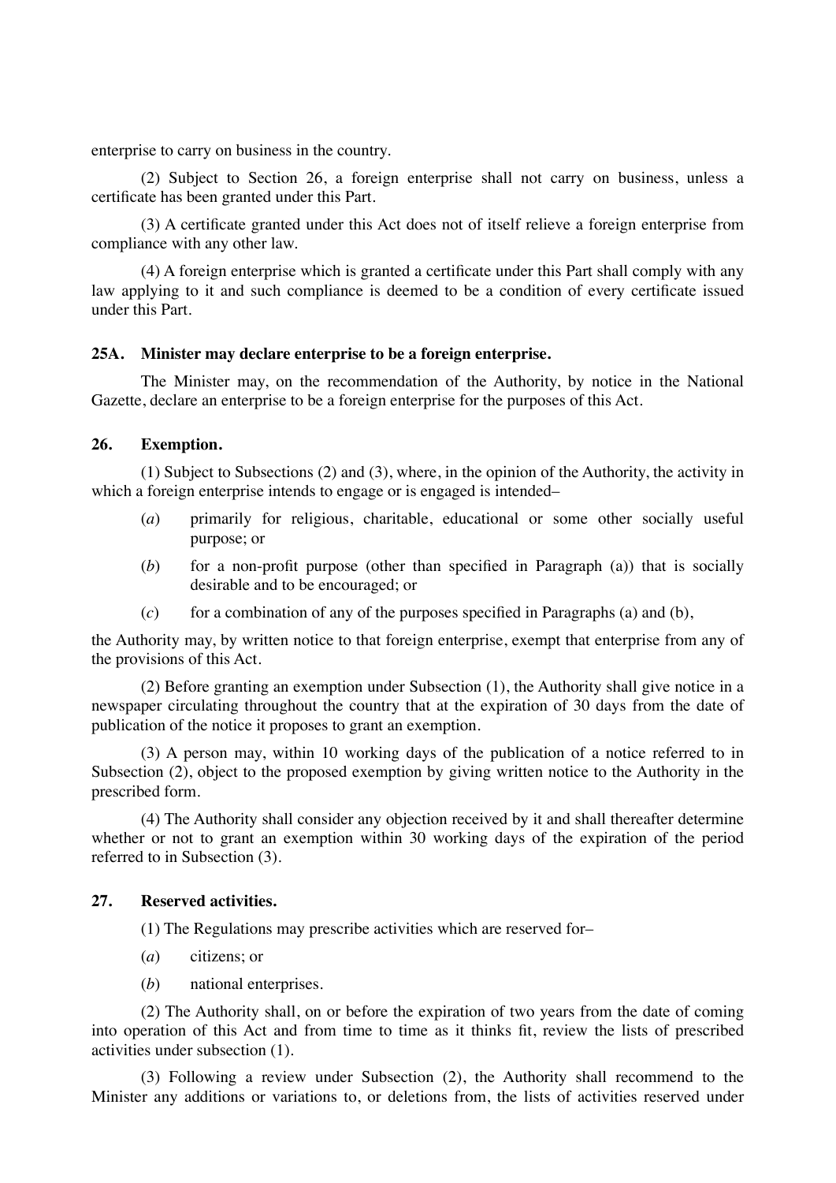enterprise to carry on business in the country.

(2) Subject to Section 26, a foreign enterprise shall not carry on business, unless a certificate has been granted under this Part.

(3) A certificate granted under this Act does not of itself relieve a foreign enterprise from compliance with any other law.

(4) A foreign enterprise which is granted a certificate under this Part shall comply with any law applying to it and such compliance is deemed to be a condition of every certificate issued under this Part.

**25A. Minister may declare enterprise to be a foreign enterprise.**

The Minister may, on the recommendation of the Authority, by notice in the National Gazette, declare an enterprise to be a foreign enterprise for the purposes of this Act.

**26. Exemption.**

(1) Subject to Subsections (2) and (3), where, in the opinion of the Authority, the activity in which a foreign enterprise intends to engage or is engaged is intended–

(*a*) primarily for religious, charitable, educational or some other socially useful purpose; or

(*b*) for a non-profit purpose (other than specified in Paragraph (a)) that is socially desirable and to be encouraged; or

(*c*) for a combination of any of the purposes specified in Paragraphs (a) and (b),

the Authority may, by written notice to that foreign enterprise, exempt that enterprise from any of the provisions of this Act.

(2) Before granting an exemption under Subsection (1), the Authority shall give notice in a newspaper circulating throughout the country that at the expiration of 30 days from the date of publication of the notice it proposes to grant an exemption.

(3) A person may, within 10 working days of the publication of a notice referred to in Subsection (2), object to the proposed exemption by giving written notice to the Authority in the prescribed form.

(4) The Authority shall consider any objection received by it and shall thereafter determine whether or not to grant an exemption within 30 working days of the expiration of the period referred to in Subsection (3).

**27. Reserved activities.**

(1) The Regulations may prescribe activities which are reserved for–

(*a*) citizens; or

(*b*) national enterprises.

(2) The Authority shall, on or before the expiration of two years from the date of coming into operation of this Act and from time to time as it thinks fit, review the lists of prescribed activities under subsection (1).

(3) Following a review under Subsection (2), the Authority shall recommend to the Minister any additions or variations to, or deletions from, the lists of activities reserved under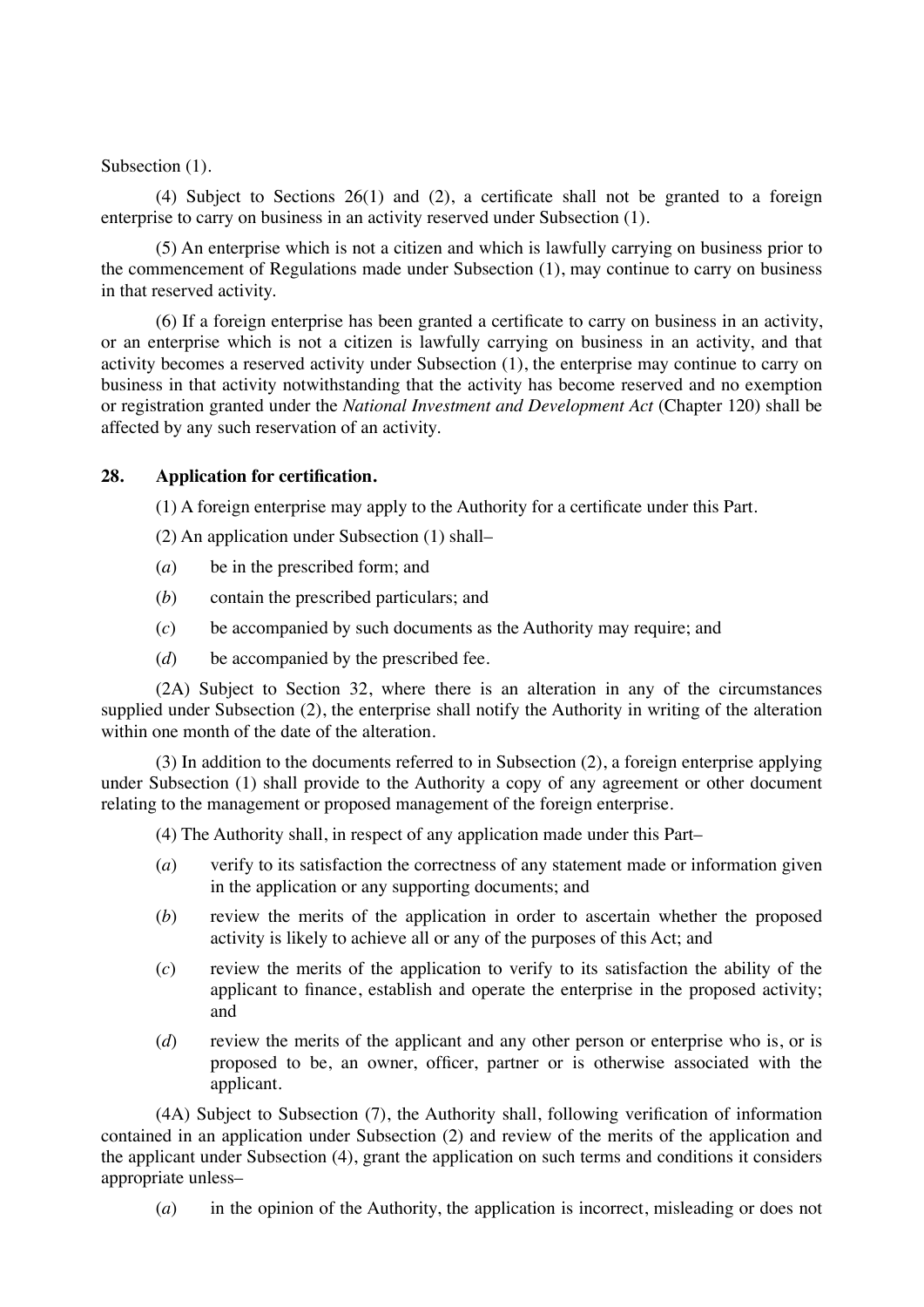Subsection (1).

(4) Subject to Sections 26(1) and (2), a certificate shall not be granted to a foreign enterprise to carry on business in an activity reserved under Subsection (1).

(5) An enterprise which is not a citizen and which is lawfully carrying on business prior to the commencement of Regulations made under Subsection (1), may continue to carry on business in that reserved activity.

(6) If a foreign enterprise has been granted a certificate to carry on business in an activity, or an enterprise which is not a citizen is lawfully carrying on business in an activity, and that activity becomes a reserved activity under Subsection (1), the enterprise may continue to carry on business in that activity notwithstanding that the activity has become reserved and no exemption or registration granted under the *National Investment and Development Act* (Chapter 120) shall be affected by any such reservation of an activity.

**28. Application for certification.**

(1) A foreign enterprise may apply to the Authority for a certificate under this Part.

(2) An application under Subsection (1) shall–

(*a*) be in the prescribed form; and

(*b*) contain the prescribed particulars; and

(*c*) be accompanied by such documents as the Authority may require; and

(*d*) be accompanied by the prescribed fee.

(2A) Subject to Section 32, where there is an alteration in any of the circumstances supplied under Subsection (2), the enterprise shall notify the Authority in writing of the alteration within one month of the date of the alteration.

(3) In addition to the documents referred to in Subsection (2), a foreign enterprise applying under Subsection (1) shall provide to the Authority a copy of any agreement or other document relating to the management or proposed management of the foreign enterprise.

(4) The Authority shall, in respect of any application made under this Part–

(*a*) verify to its satisfaction the correctness of any statement made or information given in the application or any supporting documents; and

(*b*) review the merits of the application in order to ascertain whether the proposed activity is likely to achieve all or any of the purposes of this Act; and

(*c*) review the merits of the application to verify to its satisfaction the ability of the applicant to finance, establish and operate the enterprise in the proposed activity; and

(*d*) review the merits of the applicant and any other person or enterprise who is, or is proposed to be, an owner, officer, partner or is otherwise associated with the applicant.

(4A) Subject to Subsection (7), the Authority shall, following verification of information contained in an application under Subsection (2) and review of the merits of the application and the applicant under Subsection (4), grant the application on such terms and conditions it considers appropriate unless–

(*a*) in the opinion of the Authority, the application is incorrect, misleading or does not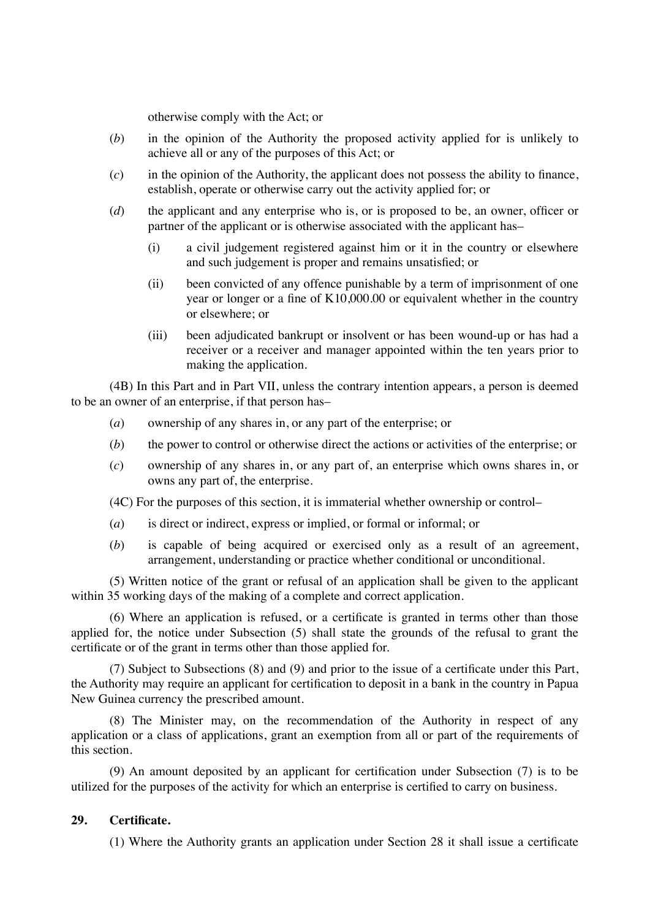otherwise comply with the Act; or

(*b*) in the opinion of the Authority the proposed activity applied for is unlikely to achieve all or any of the purposes of this Act; or

(*c*) in the opinion of the Authority, the applicant does not possess the ability to finance, establish, operate or otherwise carry out the activity applied for; or

(*d*) the applicant and any enterprise who is, or is proposed to be, an owner, officer or partner of the applicant or is otherwise associated with the applicant has–

(i) a civil judgement registered against him or it in the country or elsewhere and such judgement is proper and remains unsatisfied; or

(ii) been convicted of any offence punishable by a term of imprisonment of one year or longer or a fine of K10,000.00 or equivalent whether in the country or elsewhere; or

(iii) been adjudicated bankrupt or insolvent or has been wound-up or has had a receiver or a receiver and manager appointed within the ten years prior to making the application.

(4B) In this Part and in Part VII, unless the contrary intention appears, a person is deemed to be an owner of an enterprise, if that person has–

(*a*) ownership of any shares in, or any part of the enterprise; or

(*b*) the power to control or otherwise direct the actions or activities of the enterprise; or

(*c*) ownership of any shares in, or any part of, an enterprise which owns shares in, or owns any part of, the enterprise.

(4C) For the purposes of this section, it is immaterial whether ownership or control–

(*a*) is direct or indirect, express or implied, or formal or informal; or

(*b*) is capable of being acquired or exercised only as a result of an agreement, arrangement, understanding or practice whether conditional or unconditional.

(5) Written notice of the grant or refusal of an application shall be given to the applicant within 35 working days of the making of a complete and correct application.

(6) Where an application is refused, or a certificate is granted in terms other than those applied for, the notice under Subsection (5) shall state the grounds of the refusal to grant the certificate or of the grant in terms other than those applied for.

(7) Subject to Subsections (8) and (9) and prior to the issue of a certificate under this Part, the Authority may require an applicant for certification to deposit in a bank in the country in Papua New Guinea currency the prescribed amount.

(8) The Minister may, on the recommendation of the Authority in respect of any application or a class of applications, grant an exemption from all or part of the requirements of this section.

(9) An amount deposited by an applicant for certification under Subsection (7) is to be utilized for the purposes of the activity for which an enterprise is certified to carry on business.

**29. Certificate.**

(1) Where the Authority grants an application under Section 28 it shall issue a certificate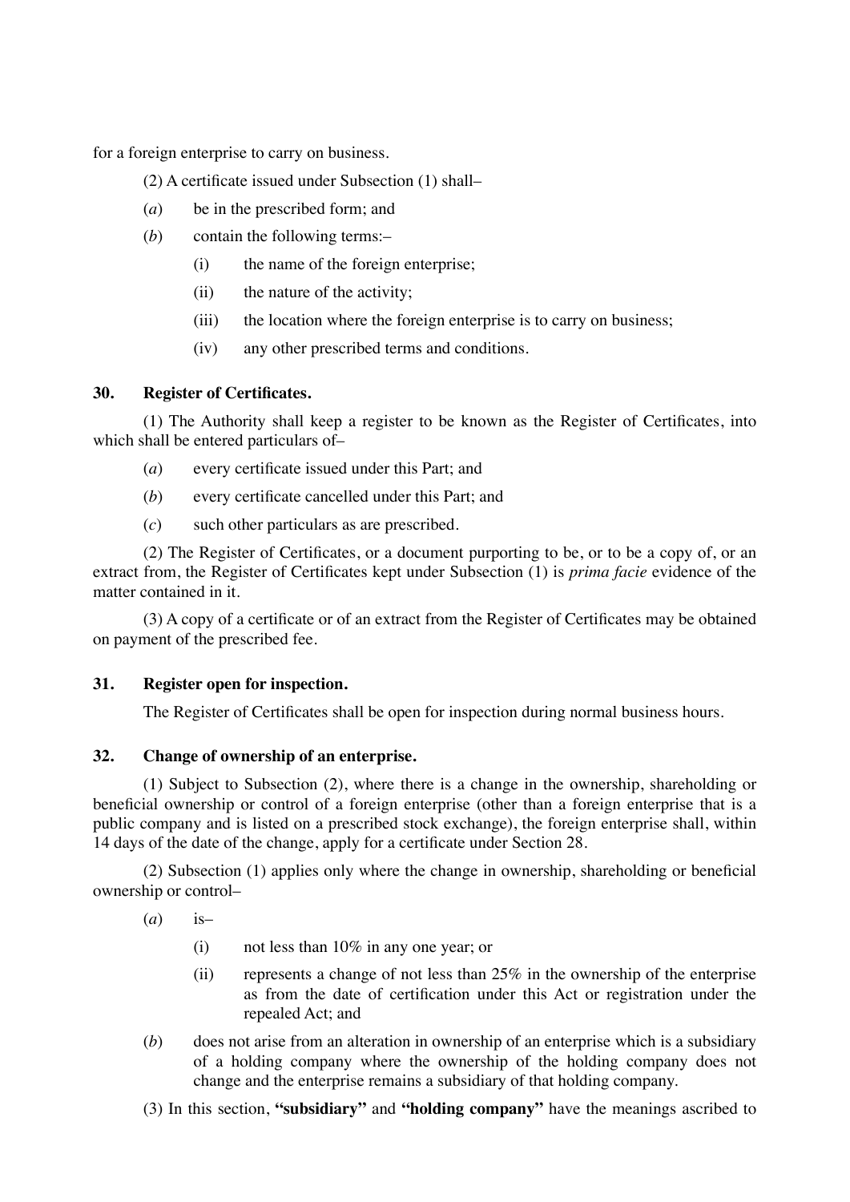for a foreign enterprise to carry on business.

(2) A certificate issued under Subsection (1) shall–

(*a*) be in the prescribed form; and

(*b*) contain the following terms:–

(i) the name of the foreign enterprise;

(ii) the nature of the activity;

(iii) the location where the foreign enterprise is to carry on business;

(iv) any other prescribed terms and conditions.

### 30. Register of Certificates.

(1) The Authority shall keep a register to be known as the Register of Certificates, into which shall be entered particulars of–

(*a*) every certificate issued under this Part; and

(*b*) every certificate cancelled under this Part; and

(*c*) such other particulars as are prescribed.

(2) The Register of Certificates, or a document purporting to be, or to be a copy of, or an extract from, the Register of Certificates kept under Subsection (1) is *prima facie* evidence of the matter contained in it.

(3) A copy of a certificate or of an extract from the Register of Certificates may be obtained on payment of the prescribed fee.

### 31. Register open for inspection.

The Register of Certificates shall be open for inspection during normal business hours.

### 32. Change of ownership of an enterprise.

(1) Subject to Subsection (2), where there is a change in the ownership, shareholding or beneficial ownership or control of a foreign enterprise (other than a foreign enterprise that is a public company and is listed on a prescribed stock exchange), the foreign enterprise shall, within 14 days of the date of the change, apply for a certificate under Section 28.

(2) Subsection (1) applies only where the change in ownership, shareholding or beneficial ownership or control–

(*a*) is–

(i) not less than 10% in any one year; or

(ii) represents a change of not less than 25% in the ownership of the enterprise as from the date of certification under this Act or registration under the repealed Act; and

(*b*) does not arise from an alteration in ownership of an enterprise which is a subsidiary of a holding company where the ownership of the holding company does not change and the enterprise remains a subsidiary of that holding company.

(3) In this section, **"subsidiary"** and **"holding company"** have the meanings ascribed to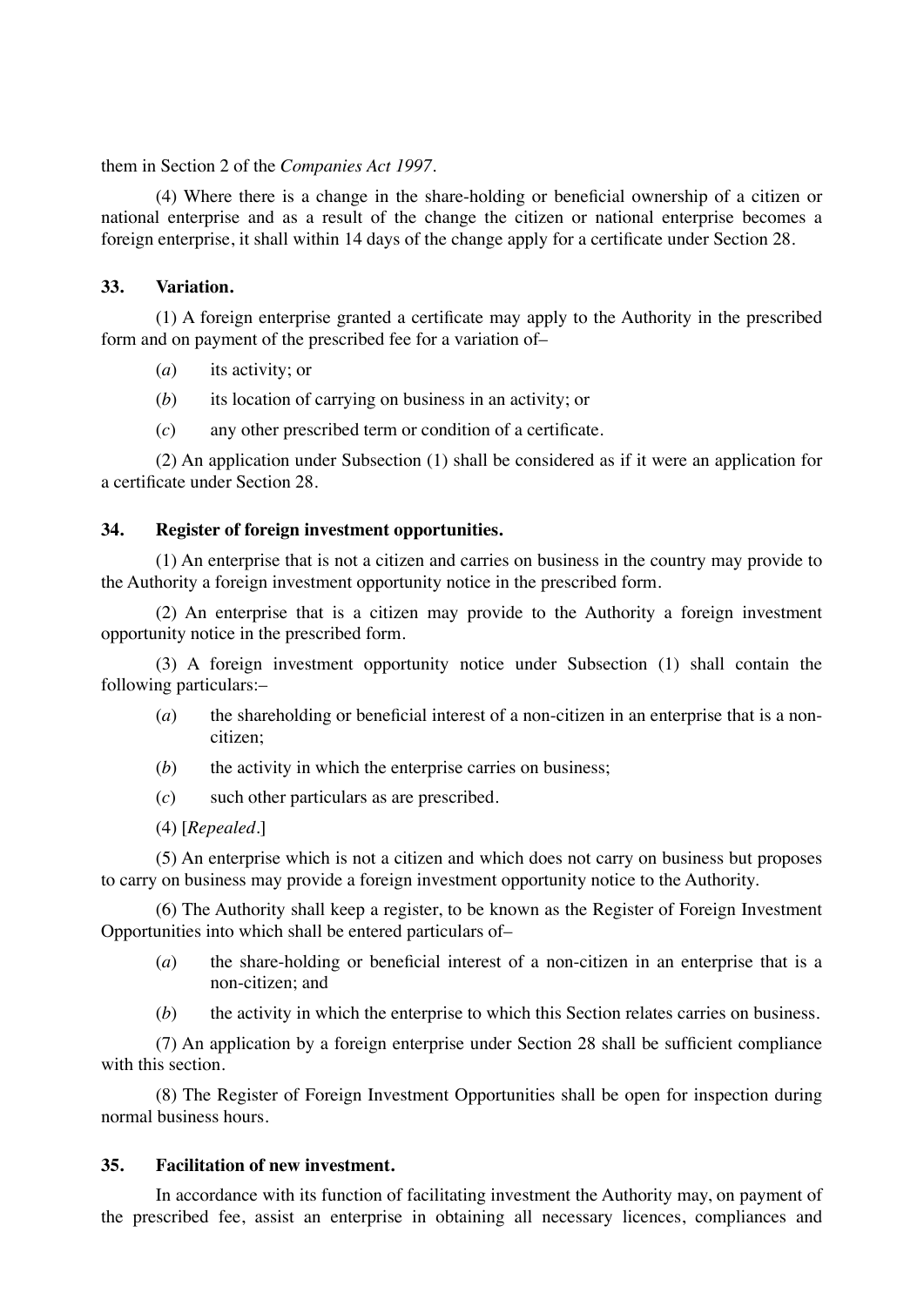them in Section 2 of the *Companies Act 1997*.

(4) Where there is a change in the share-holding or beneficial ownership of a citizen or national enterprise and as a result of the change the citizen or national enterprise becomes a foreign enterprise, it shall within 14 days of the change apply for a certificate under Section 28.

### 33. Variation.

(1) A foreign enterprise granted a certificate may apply to the Authority in the prescribed form and on payment of the prescribed fee for a variation of–

(*a*) its activity; or

(*b*) its location of carrying on business in an activity; or

(*c*) any other prescribed term or condition of a certificate.

(2) An application under Subsection (1) shall be considered as if it were an application for a certificate under Section 28.

### 34. Register of foreign investment opportunities.

(1) An enterprise that is not a citizen and carries on business in the country may provide to the Authority a foreign investment opportunity notice in the prescribed form.

(2) An enterprise that is a citizen may provide to the Authority a foreign investment opportunity notice in the prescribed form.

(3) A foreign investment opportunity notice under Subsection (1) shall contain the following particulars:–

(*a*) the shareholding or beneficial interest of a non-citizen in an enterprise that is a non-citizen;

(*b*) the activity in which the enterprise carries on business;

(*c*) such other particulars as are prescribed.

(4) [*Repealed*.]

(5) An enterprise which is not a citizen and which does not carry on business but proposes to carry on business may provide a foreign investment opportunity notice to the Authority.

(6) The Authority shall keep a register, to be known as the Register of Foreign Investment Opportunities into which shall be entered particulars of–

(*a*) the share-holding or beneficial interest of a non-citizen in an enterprise that is a non-citizen; and

(*b*) the activity in which the enterprise to which this Section relates carries on business.

(7) An application by a foreign enterprise under Section 28 shall be sufficient compliance with this section.

(8) The Register of Foreign Investment Opportunities shall be open for inspection during normal business hours.

### 35. Facilitation of new investment.

In accordance with its function of facilitating investment the Authority may, on payment of the prescribed fee, assist an enterprise in obtaining all necessary licences, compliances and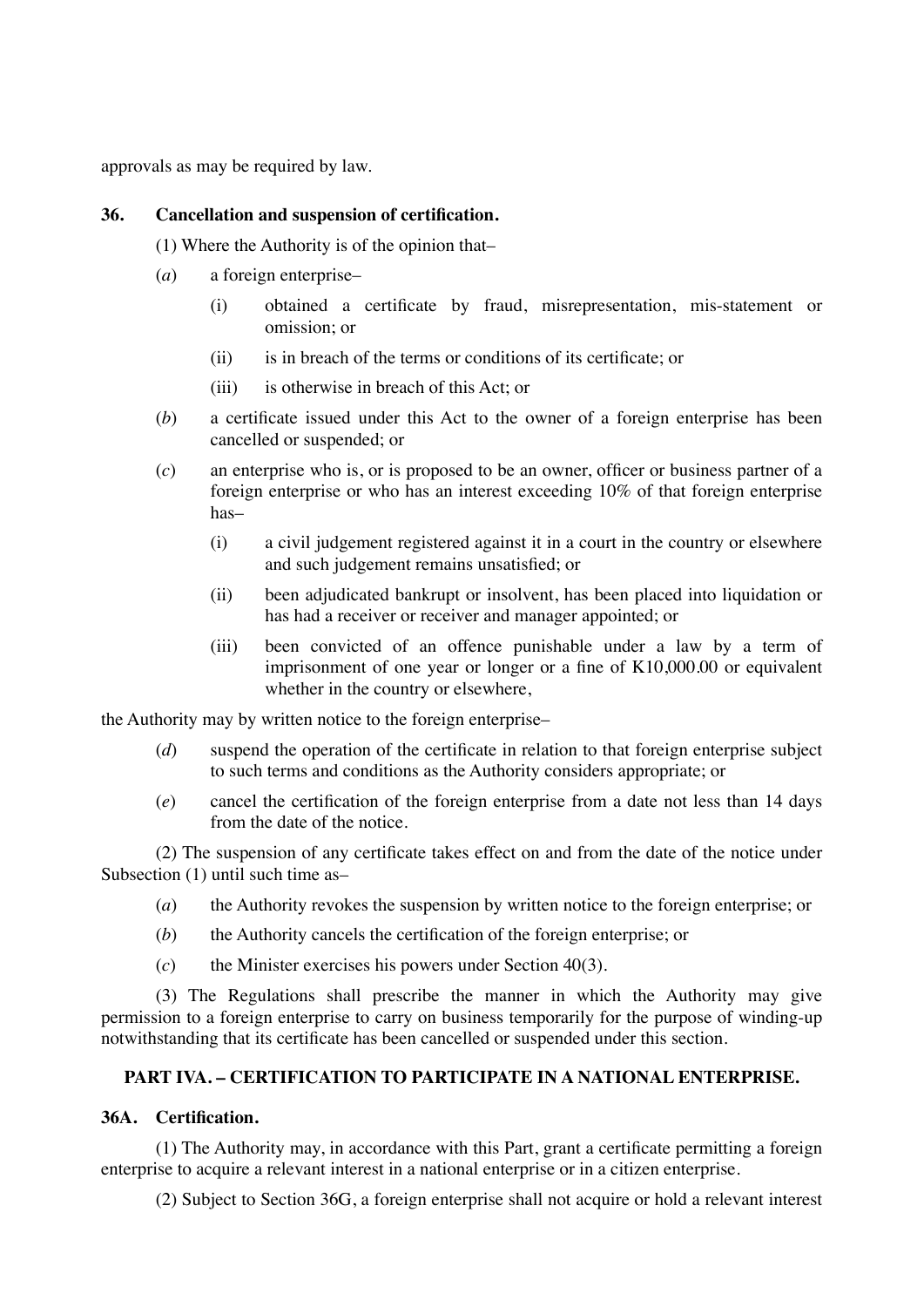approvals as may be required by law.

### 36. Cancellation and suspension of certification.

(1) Where the Authority is of the opinion that–

(*a*) a foreign enterprise–

(i) obtained a certificate by fraud, misrepresentation, mis-statement or omission; or

(ii) is in breach of the terms or conditions of its certificate; or

(iii) is otherwise in breach of this Act; or

(*b*) a certificate issued under this Act to the owner of a foreign enterprise has been cancelled or suspended; or

(*c*) an enterprise who is, or is proposed to be an owner, officer or business partner of a foreign enterprise or who has an interest exceeding 10% of that foreign enterprise has–

(i) a civil judgement registered against it in a court in the country or elsewhere and such judgement remains unsatisfied; or

(ii) been adjudicated bankrupt or insolvent, has been placed into liquidation or has had a receiver or receiver and manager appointed; or

(iii) been convicted of an offence punishable under a law by a term of imprisonment of one year or longer or a fine of K10,000.00 or equivalent whether in the country or elsewhere,

the Authority may by written notice to the foreign enterprise–

(*d*) suspend the operation of the certificate in relation to that foreign enterprise subject to such terms and conditions as the Authority considers appropriate; or

(*e*) cancel the certification of the foreign enterprise from a date not less than 14 days from the date of the notice.

(2) The suspension of any certificate takes effect on and from the date of the notice under Subsection (1) until such time as–

(*a*) the Authority revokes the suspension by written notice to the foreign enterprise; or

(*b*) the Authority cancels the certification of the foreign enterprise; or

(*c*) the Minister exercises his powers under Section 40(3).

(3) The Regulations shall prescribe the manner in which the Authority may give permission to a foreign enterprise to carry on business temporarily for the purpose of winding-up notwithstanding that its certificate has been cancelled or suspended under this section.

## PART IVA. – CERTIFICATION TO PARTICIPATE IN A NATIONAL ENTERPRISE.

### 36A. Certification.

(1) The Authority may, in accordance with this Part, grant a certificate permitting a foreign enterprise to acquire a relevant interest in a national enterprise or in a citizen enterprise.

(2) Subject to Section 36G, a foreign enterprise shall not acquire or hold a relevant interest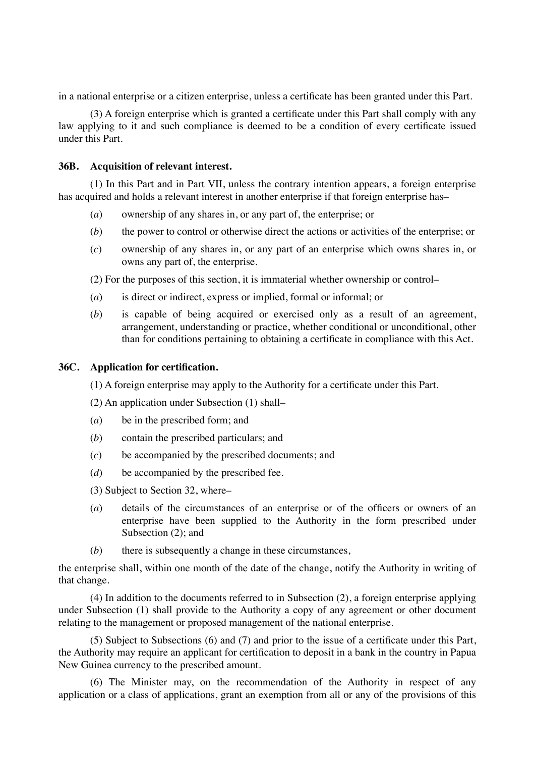in a national enterprise or a citizen enterprise, unless a certificate has been granted under this Part.

(3) A foreign enterprise which is granted a certificate under this Part shall comply with any law applying to it and such compliance is deemed to be a condition of every certificate issued under this Part.

**36B. Acquisition of relevant interest.**

(1) In this Part and in Part VII, unless the contrary intention appears, a foreign enterprise has acquired and holds a relevant interest in another enterprise if that foreign enterprise has–

(*a*) ownership of any shares in, or any part of, the enterprise; or

(*b*) the power to control or otherwise direct the actions or activities of the enterprise; or

(*c*) ownership of any shares in, or any part of an enterprise which owns shares in, or owns any part of, the enterprise.

(2) For the purposes of this section, it is immaterial whether ownership or control–

(*a*) is direct or indirect, express or implied, formal or informal; or

(*b*) is capable of being acquired or exercised only as a result of an agreement, arrangement, understanding or practice, whether conditional or unconditional, other than for conditions pertaining to obtaining a certificate in compliance with this Act.

**36C. Application for certification.**

(1) A foreign enterprise may apply to the Authority for a certificate under this Part.

(2) An application under Subsection (1) shall–

(*a*) be in the prescribed form; and

(*b*) contain the prescribed particulars; and

(*c*) be accompanied by the prescribed documents; and

(*d*) be accompanied by the prescribed fee.

(3) Subject to Section 32, where–

(*a*) details of the circumstances of an enterprise or of the officers or owners of an enterprise have been supplied to the Authority in the form prescribed under Subsection (2); and

(*b*) there is subsequently a change in these circumstances,

the enterprise shall, within one month of the date of the change, notify the Authority in writing of that change.

(4) In addition to the documents referred to in Subsection (2), a foreign enterprise applying under Subsection (1) shall provide to the Authority a copy of any agreement or other document relating to the management or proposed management of the national enterprise.

(5) Subject to Subsections (6) and (7) and prior to the issue of a certificate under this Part, the Authority may require an applicant for certification to deposit in a bank in the country in Papua New Guinea currency to the prescribed amount.

(6) The Minister may, on the recommendation of the Authority in respect of any application or a class of applications, grant an exemption from all or any of the provisions of this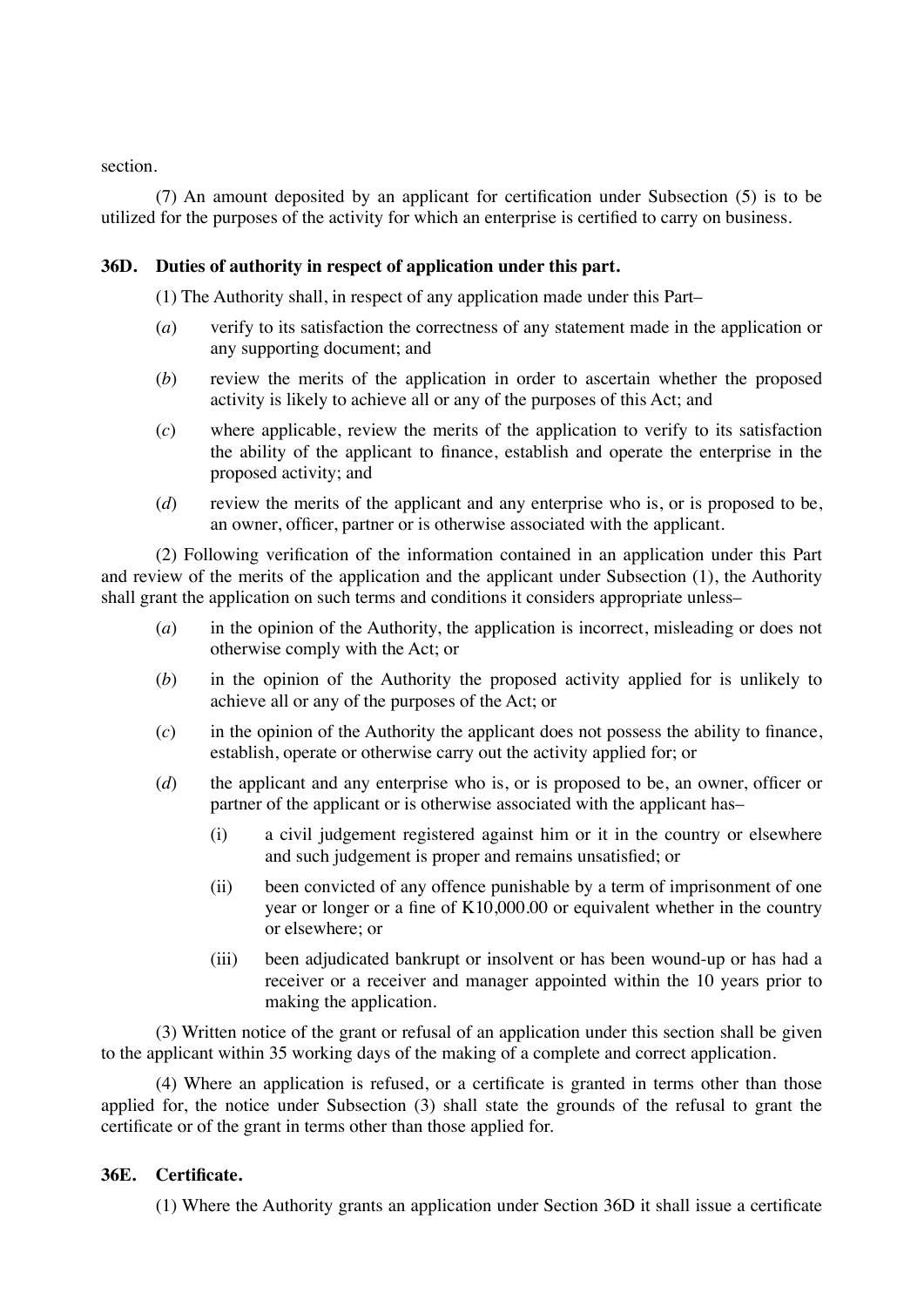section.

(7) An amount deposited by an applicant for certification under Subsection (5) is to be utilized for the purposes of the activity for which an enterprise is certified to carry on business.

### 36D. Duties of authority in respect of application under this part.

(1) The Authority shall, in respect of any application made under this Part–

(*a*) verify to its satisfaction the correctness of any statement made in the application or any supporting document; and

(*b*) review the merits of the application in order to ascertain whether the proposed activity is likely to achieve all or any of the purposes of this Act; and

(*c*) where applicable, review the merits of the application to verify to its satisfaction the ability of the applicant to finance, establish and operate the enterprise in the proposed activity; and

(*d*) review the merits of the applicant and any enterprise who is, or is proposed to be, an owner, officer, partner or is otherwise associated with the applicant.

(2) Following verification of the information contained in an application under this Part and review of the merits of the application and the applicant under Subsection (1), the Authority shall grant the application on such terms and conditions it considers appropriate unless–

(*a*) in the opinion of the Authority, the application is incorrect, misleading or does not otherwise comply with the Act; or

(*b*) in the opinion of the Authority the proposed activity applied for is unlikely to achieve all or any of the purposes of the Act; or

(*c*) in the opinion of the Authority the applicant does not possess the ability to finance, establish, operate or otherwise carry out the activity applied for; or

(*d*) the applicant and any enterprise who is, or is proposed to be, an owner, officer or partner of the applicant or is otherwise associated with the applicant has–

(i) a civil judgement registered against him or it in the country or elsewhere and such judgement is proper and remains unsatisfied; or

(ii) been convicted of any offence punishable by a term of imprisonment of one year or longer or a fine of K10,000.00 or equivalent whether in the country or elsewhere; or

(iii) been adjudicated bankrupt or insolvent or has been wound-up or has had a receiver or a receiver and manager appointed within the 10 years prior to making the application.

(3) Written notice of the grant or refusal of an application under this section shall be given to the applicant within 35 working days of the making of a complete and correct application.

(4) Where an application is refused, or a certificate is granted in terms other than those applied for, the notice under Subsection (3) shall state the grounds of the refusal to grant the certificate or of the grant in terms other than those applied for.

### 36E. Certificate.

(1) Where the Authority grants an application under Section 36D it shall issue a certificate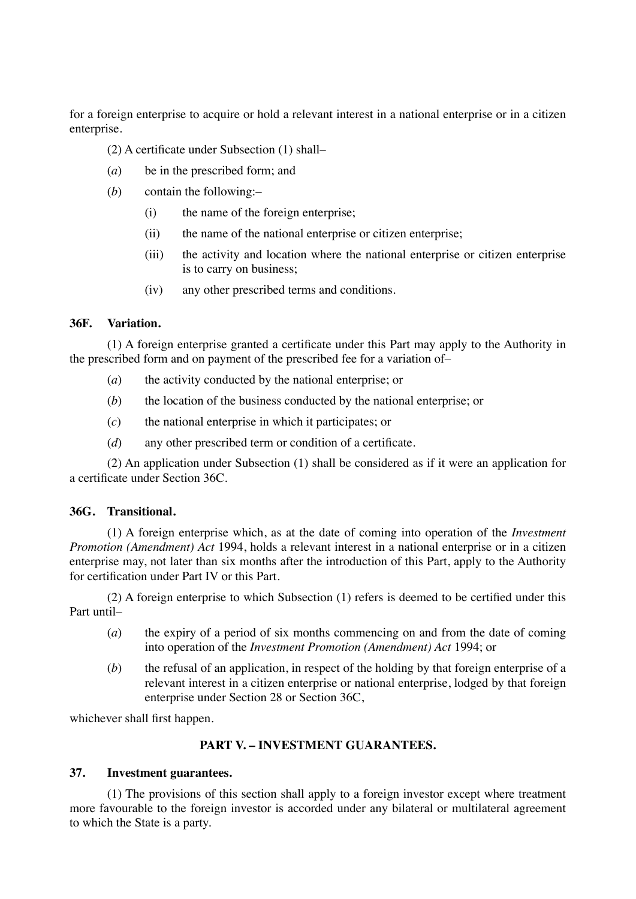for a foreign enterprise to acquire or hold a relevant interest in a national enterprise or in a citizen enterprise.

(2) A certificate under Subsection (1) shall–

(*a*) be in the prescribed form; and

(*b*) contain the following:–

(i) the name of the foreign enterprise;

(ii) the name of the national enterprise or citizen enterprise;

(iii) the activity and location where the national enterprise or citizen enterprise is to carry on business;

(iv) any other prescribed terms and conditions.

### 36F. Variation.

(1) A foreign enterprise granted a certificate under this Part may apply to the Authority in the prescribed form and on payment of the prescribed fee for a variation of–

(*a*) the activity conducted by the national enterprise; or

(*b*) the location of the business conducted by the national enterprise; or

(*c*) the national enterprise in which it participates; or

(*d*) any other prescribed term or condition of a certificate.

(2) An application under Subsection (1) shall be considered as if it were an application for a certificate under Section 36C.

### 36G. Transitional.

(1) A foreign enterprise which, as at the date of coming into operation of the *Investment Promotion (Amendment) Act* 1994, holds a relevant interest in a national enterprise or in a citizen enterprise may, not later than six months after the introduction of this Part, apply to the Authority for certification under Part IV or this Part.

(2) A foreign enterprise to which Subsection (1) refers is deemed to be certified under this Part until–

(*a*) the expiry of a period of six months commencing on and from the date of coming into operation of the *Investment Promotion (Amendment) Act* 1994; or

(*b*) the refusal of an application, in respect of the holding by that foreign enterprise of a relevant interest in a citizen enterprise or national enterprise, lodged by that foreign enterprise under Section 28 or Section 36C,

whichever shall first happen.

## PART V. – INVESTMENT GUARANTEES.

### 37. Investment guarantees.

(1) The provisions of this section shall apply to a foreign investor except where treatment more favourable to the foreign investor is accorded under any bilateral or multilateral agreement to which the State is a party.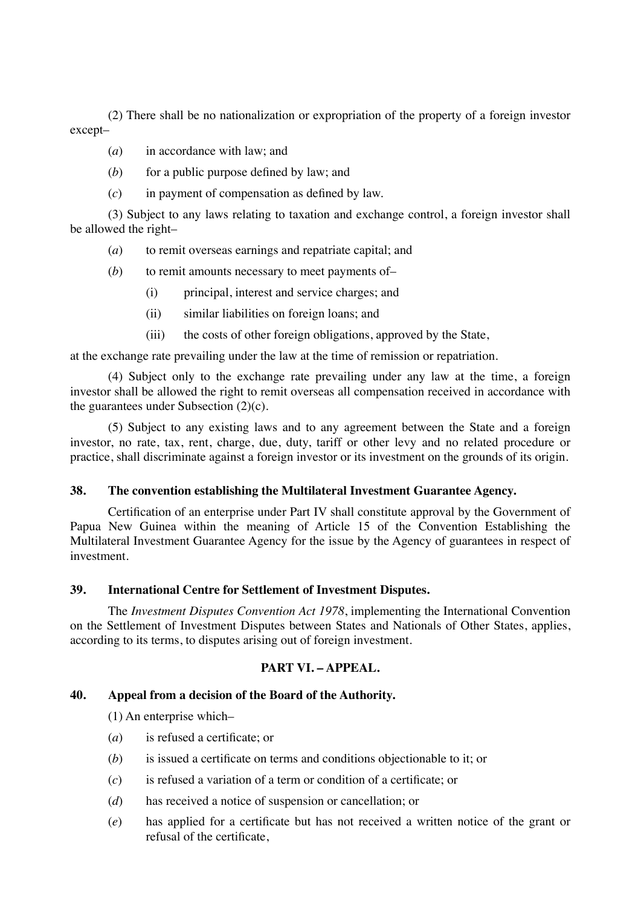(2) There shall be no nationalization or expropriation of the property of a foreign investor except–

(*a*) in accordance with law; and

(*b*) for a public purpose defined by law; and

(*c*) in payment of compensation as defined by law.

(3) Subject to any laws relating to taxation and exchange control, a foreign investor shall be allowed the right–

(*a*) to remit overseas earnings and repatriate capital; and

(*b*) to remit amounts necessary to meet payments of–

(i) principal, interest and service charges; and

(ii) similar liabilities on foreign loans; and

(iii) the costs of other foreign obligations, approved by the State,

at the exchange rate prevailing under the law at the time of remission or repatriation.

(4) Subject only to the exchange rate prevailing under any law at the time, a foreign investor shall be allowed the right to remit overseas all compensation received in accordance with the guarantees under Subsection (2)(c).

(5) Subject to any existing laws and to any agreement between the State and a foreign investor, no rate, tax, rent, charge, due, duty, tariff or other levy and no related procedure or practice, shall discriminate against a foreign investor or its investment on the grounds of its origin.

**38. The convention establishing the Multilateral Investment Guarantee Agency.**

Certification of an enterprise under Part IV shall constitute approval by the Government of Papua New Guinea within the meaning of Article 15 of the Convention Establishing the Multilateral Investment Guarantee Agency for the issue by the Agency of guarantees in respect of investment.

**39. International Centre for Settlement of Investment Disputes.**

The *Investment Disputes Convention Act 1978*, implementing the International Convention on the Settlement of Investment Disputes between States and Nationals of Other States, applies, according to its terms, to disputes arising out of foreign investment.

## PART VI. – APPEAL.

**40. Appeal from a decision of the Board of the Authority.**

(1) An enterprise which–

(*a*) is refused a certificate; or

(*b*) is issued a certificate on terms and conditions objectionable to it; or

(*c*) is refused a variation of a term or condition of a certificate; or

(*d*) has received a notice of suspension or cancellation; or

(*e*) has applied for a certificate but has not received a written notice of the grant or refusal of the certificate,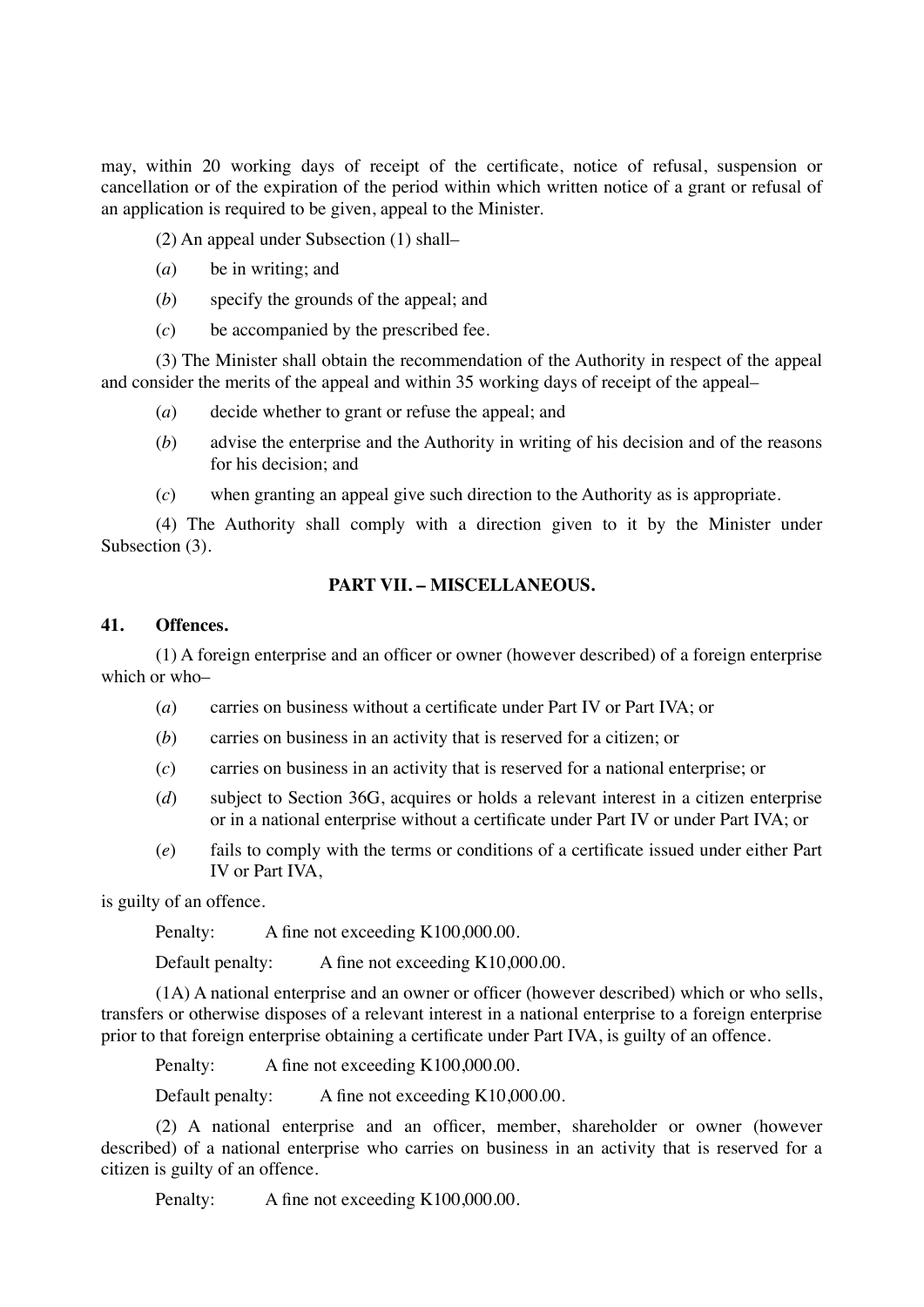may, within 20 working days of receipt of the certificate, notice of refusal, suspension or cancellation or of the expiration of the period within which written notice of a grant or refusal of an application is required to be given, appeal to the Minister.

(2) An appeal under Subsection (1) shall–

(*a*) be in writing; and

(*b*) specify the grounds of the appeal; and

(*c*) be accompanied by the prescribed fee.

(3) The Minister shall obtain the recommendation of the Authority in respect of the appeal and consider the merits of the appeal and within 35 working days of receipt of the appeal–

(*a*) decide whether to grant or refuse the appeal; and

(*b*) advise the enterprise and the Authority in writing of his decision and of the reasons for his decision; and

(*c*) when granting an appeal give such direction to the Authority as is appropriate.

(4) The Authority shall comply with a direction given to it by the Minister under Subsection (3).

## PART VII. – MISCELLANEOUS.

### 41. Offences.

(1) A foreign enterprise and an officer or owner (however described) of a foreign enterprise which or who–

(*a*) carries on business without a certificate under Part IV or Part IVA; or

(*b*) carries on business in an activity that is reserved for a citizen; or

(*c*) carries on business in an activity that is reserved for a national enterprise; or

(*d*) subject to Section 36G, acquires or holds a relevant interest in a citizen enterprise or in a national enterprise without a certificate under Part IV or under Part IVA; or

(*e*) fails to comply with the terms or conditions of a certificate issued under either Part IV or Part IVA,

is guilty of an offence.

Penalty: A fine not exceeding K100,000.00.

Default penalty: A fine not exceeding K10,000.00.

(1A) A national enterprise and an owner or officer (however described) which or who sells, transfers or otherwise disposes of a relevant interest in a national enterprise to a foreign enterprise prior to that foreign enterprise obtaining a certificate under Part IVA, is guilty of an offence.

Penalty: A fine not exceeding K100,000.00.

Default penalty: A fine not exceeding K10,000.00.

(2) A national enterprise and an officer, member, shareholder or owner (however described) of a national enterprise who carries on business in an activity that is reserved for a citizen is guilty of an offence.

Penalty: A fine not exceeding K100,000.00.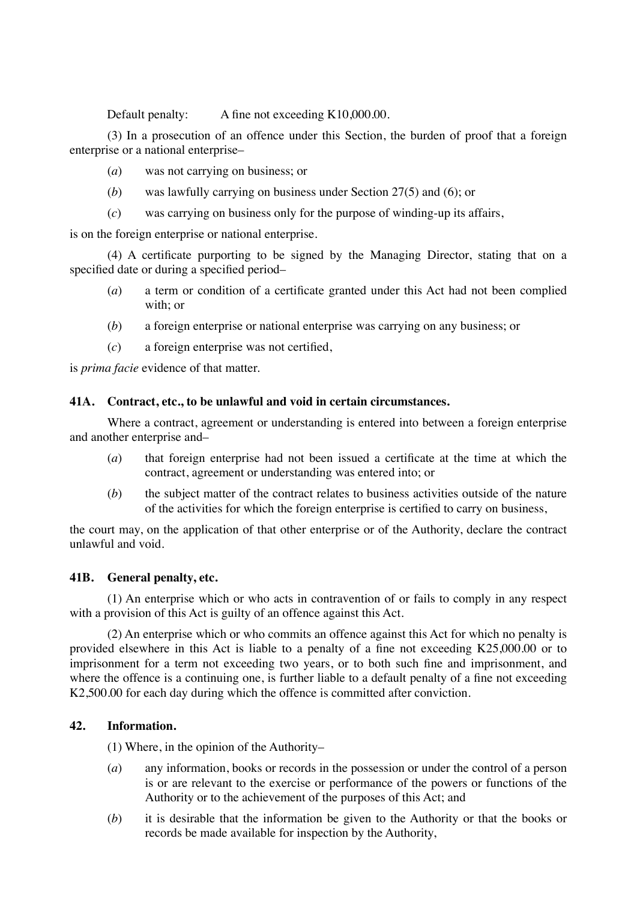Default penalty: A fine not exceeding K10,000.00.

(3) In a prosecution of an offence under this Section, the burden of proof that a foreign enterprise or a national enterprise–

(*a*) was not carrying on business; or

(*b*) was lawfully carrying on business under Section 27(5) and (6); or

(*c*) was carrying on business only for the purpose of winding-up its affairs,

is on the foreign enterprise or national enterprise.

(4) A certificate purporting to be signed by the Managing Director, stating that on a specified date or during a specified period–

(*a*) a term or condition of a certificate granted under this Act had not been complied with; or

(*b*) a foreign enterprise or national enterprise was carrying on any business; or

(*c*) a foreign enterprise was not certified,

is *prima facie* evidence of that matter.

### 41A. Contract, etc., to be unlawful and void in certain circumstances.

Where a contract, agreement or understanding is entered into between a foreign enterprise and another enterprise and–

(*a*) that foreign enterprise had not been issued a certificate at the time at which the contract, agreement or understanding was entered into; or

(*b*) the subject matter of the contract relates to business activities outside of the nature of the activities for which the foreign enterprise is certified to carry on business,

the court may, on the application of that other enterprise or of the Authority, declare the contract unlawful and void.

### 41B. General penalty, etc.

(1) An enterprise which or who acts in contravention of or fails to comply in any respect with a provision of this Act is guilty of an offence against this Act.

(2) An enterprise which or who commits an offence against this Act for which no penalty is provided elsewhere in this Act is liable to a penalty of a fine not exceeding K25,000.00 or to imprisonment for a term not exceeding two years, or to both such fine and imprisonment, and where the offence is a continuing one, is further liable to a default penalty of a fine not exceeding K2,500.00 for each day during which the offence is committed after conviction.

### 42. Information.

(1) Where, in the opinion of the Authority–

(*a*) any information, books or records in the possession or under the control of a person is or are relevant to the exercise or performance of the powers or functions of the Authority or to the achievement of the purposes of this Act; and

(*b*) it is desirable that the information be given to the Authority or that the books or records be made available for inspection by the Authority,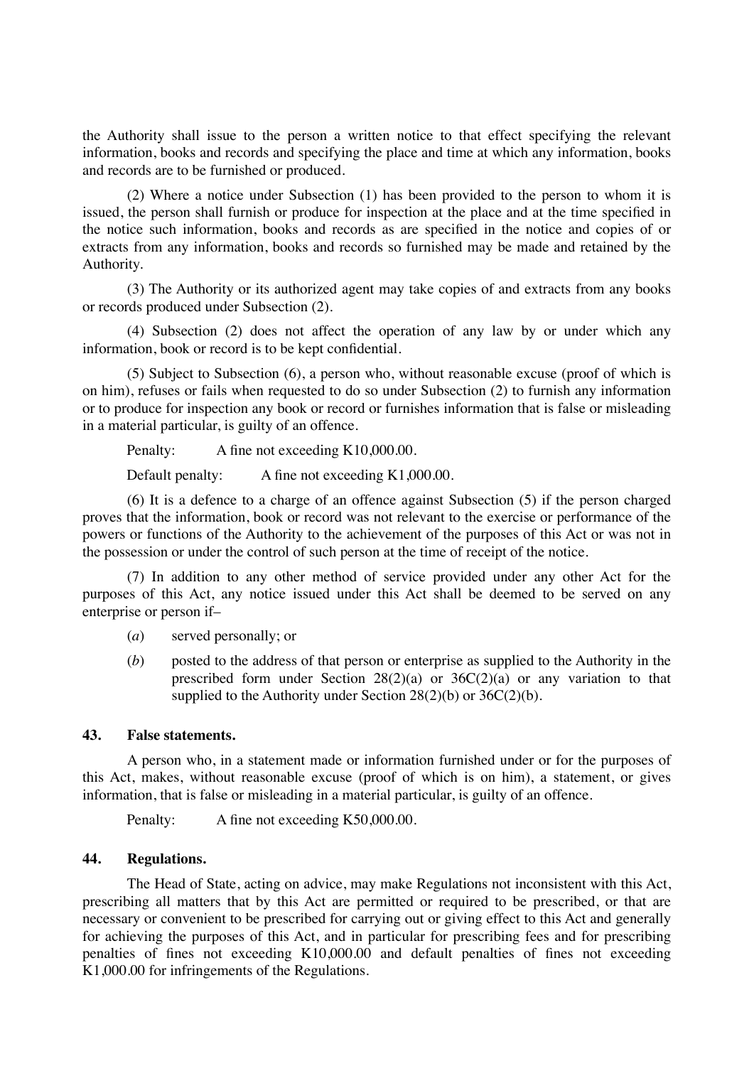the Authority shall issue to the person a written notice to that effect specifying the relevant information, books and records and specifying the place and time at which any information, books and records are to be furnished or produced.

(2) Where a notice under Subsection (1) has been provided to the person to whom it is issued, the person shall furnish or produce for inspection at the place and at the time specified in the notice such information, books and records as are specified in the notice and copies of or extracts from any information, books and records so furnished may be made and retained by the Authority.

(3) The Authority or its authorized agent may take copies of and extracts from any books or records produced under Subsection (2).

(4) Subsection (2) does not affect the operation of any law by or under which any information, book or record is to be kept confidential.

(5) Subject to Subsection (6), a person who, without reasonable excuse (proof of which is on him), refuses or fails when requested to do so under Subsection (2) to furnish any information or to produce for inspection any book or record or furnishes information that is false or misleading in a material particular, is guilty of an offence.

Penalty: A fine not exceeding K10,000.00.

Default penalty: A fine not exceeding K1,000.00.

(6) It is a defence to a charge of an offence against Subsection (5) if the person charged proves that the information, book or record was not relevant to the exercise or performance of the powers or functions of the Authority to the achievement of the purposes of this Act or was not in the possession or under the control of such person at the time of receipt of the notice.

(7) In addition to any other method of service provided under any other Act for the purposes of this Act, any notice issued under this Act shall be deemed to be served on any enterprise or person if–

(*a*) served personally; or

(*b*) posted to the address of that person or enterprise as supplied to the Authority in the prescribed form under Section 28(2)(a) or 36C(2)(a) or any variation to that supplied to the Authority under Section 28(2)(b) or 36C(2)(b).

### 43. False statements.

A person who, in a statement made or information furnished under or for the purposes of this Act, makes, without reasonable excuse (proof of which is on him), a statement, or gives information, that is false or misleading in a material particular, is guilty of an offence.

Penalty: A fine not exceeding K50,000.00.

### 44. Regulations.

The Head of State, acting on advice, may make Regulations not inconsistent with this Act, prescribing all matters that by this Act are permitted or required to be prescribed, or that are necessary or convenient to be prescribed for carrying out or giving effect to this Act and generally for achieving the purposes of this Act, and in particular for prescribing fees and for prescribing penalties of fines not exceeding K10,000.00 and default penalties of fines not exceeding K1,000.00 for infringements of the Regulations.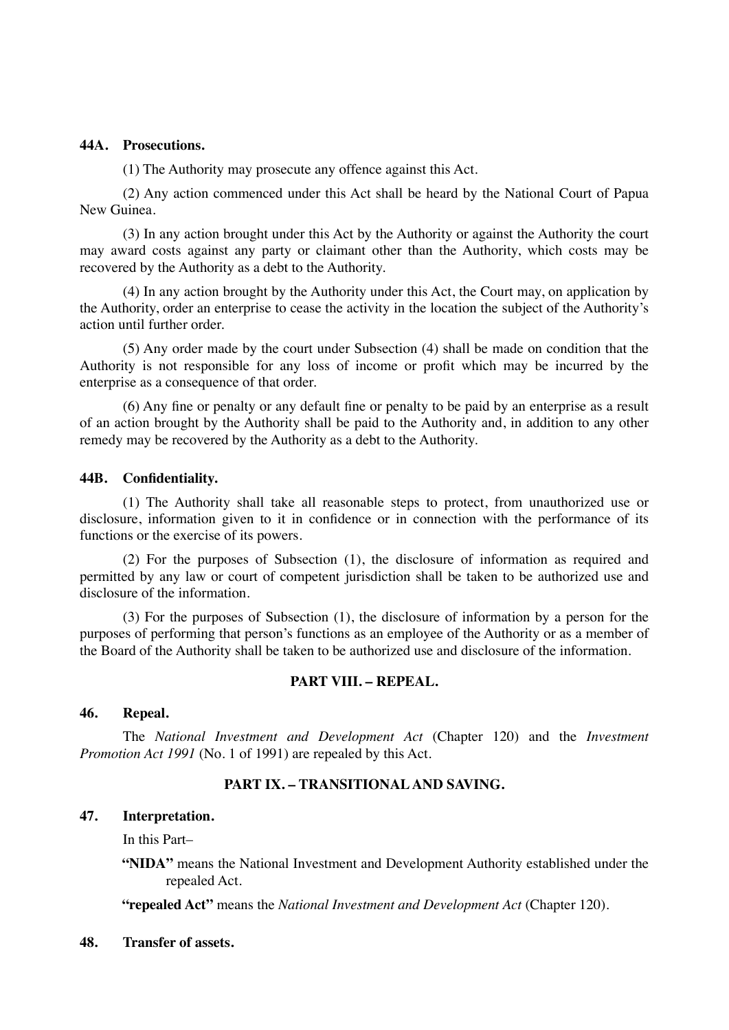**44A. Prosecutions.**

(1) The Authority may prosecute any offence against this Act.

(2) Any action commenced under this Act shall be heard by the National Court of Papua New Guinea.

(3) In any action brought under this Act by the Authority or against the Authority the court may award costs against any party or claimant other than the Authority, which costs may be recovered by the Authority as a debt to the Authority.

(4) In any action brought by the Authority under this Act, the Court may, on application by the Authority, order an enterprise to cease the activity in the location the subject of the Authority's action until further order.

(5) Any order made by the court under Subsection (4) shall be made on condition that the Authority is not responsible for any loss of income or profit which may be incurred by the enterprise as a consequence of that order.

(6) Any fine or penalty or any default fine or penalty to be paid by an enterprise as a result of an action brought by the Authority shall be paid to the Authority and, in addition to any other remedy may be recovered by the Authority as a debt to the Authority.

**44B. Confidentiality.**

(1) The Authority shall take all reasonable steps to protect, from unauthorized use or disclosure, information given to it in confidence or in connection with the performance of its functions or the exercise of its powers.

(2) For the purposes of Subsection (1), the disclosure of information as required and permitted by any law or court of competent jurisdiction shall be taken to be authorized use and disclosure of the information.

(3) For the purposes of Subsection (1), the disclosure of information by a person for the purposes of performing that person's functions as an employee of the Authority or as a member of the Board of the Authority shall be taken to be authorized use and disclosure of the information.

## PART VIII. – REPEAL.

**46. Repeal.**

The *National Investment and Development Act* (Chapter 120) and the *Investment Promotion Act 1991* (No. 1 of 1991) are repealed by this Act.

## PART IX. – TRANSITIONAL AND SAVING.

**47. Interpretation.**

In this Part–

**"NIDA"** means the National Investment and Development Authority established under the repealed Act.

**"repealed Act"** means the *National Investment and Development Act* (Chapter 120).

**48. Transfer of assets.**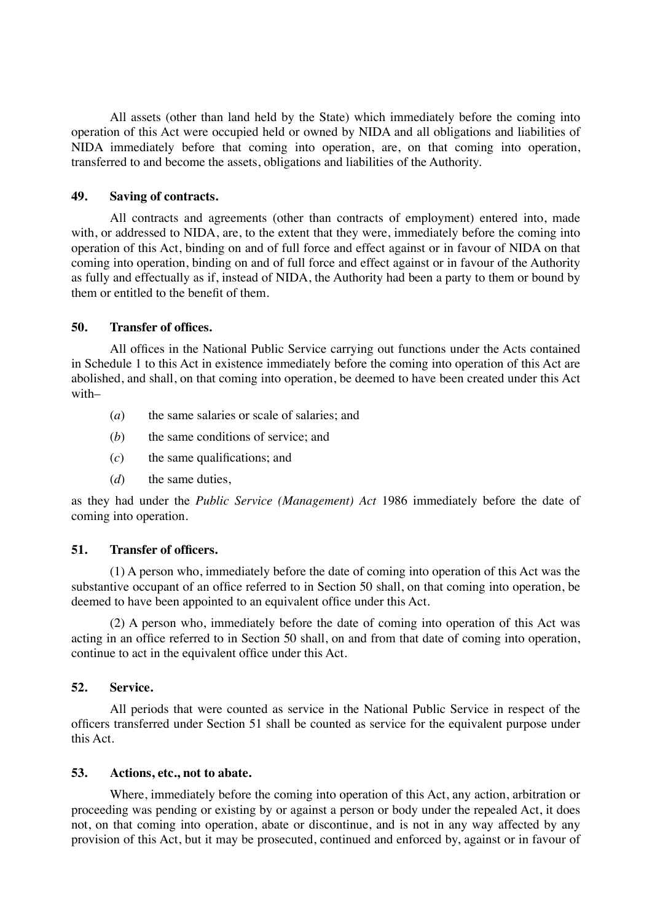All assets (other than land held by the State) which immediately before the coming into operation of this Act were occupied held or owned by NIDA and all obligations and liabilities of NIDA immediately before that coming into operation, are, on that coming into operation, transferred to and become the assets, obligations and liabilities of the Authority.

**49. Saving of contracts.**

All contracts and agreements (other than contracts of employment) entered into, made with, or addressed to NIDA, are, to the extent that they were, immediately before the coming into operation of this Act, binding on and of full force and effect against or in favour of NIDA on that coming into operation, binding on and of full force and effect against or in favour of the Authority as fully and effectually as if, instead of NIDA, the Authority had been a party to them or bound by them or entitled to the benefit of them.

**50. Transfer of offices.**

All offices in the National Public Service carrying out functions under the Acts contained in Schedule 1 to this Act in existence immediately before the coming into operation of this Act are abolished, and shall, on that coming into operation, be deemed to have been created under this Act with–

(*a*) the same salaries or scale of salaries; and

(*b*) the same conditions of service; and

(*c*) the same qualifications; and

(*d*) the same duties,

as they had under the *Public Service (Management) Act* 1986 immediately before the date of coming into operation.

**51. Transfer of officers.**

(1) A person who, immediately before the date of coming into operation of this Act was the substantive occupant of an office referred to in Section 50 shall, on that coming into operation, be deemed to have been appointed to an equivalent office under this Act.

(2) A person who, immediately before the date of coming into operation of this Act was acting in an office referred to in Section 50 shall, on and from that date of coming into operation, continue to act in the equivalent office under this Act.

**52. Service.**

All periods that were counted as service in the National Public Service in respect of the officers transferred under Section 51 shall be counted as service for the equivalent purpose under this Act.

**53. Actions, etc., not to abate.**

Where, immediately before the coming into operation of this Act, any action, arbitration or proceeding was pending or existing by or against a person or body under the repealed Act, it does not, on that coming into operation, abate or discontinue, and is not in any way affected by any provision of this Act, but it may be prosecuted, continued and enforced by, against or in favour of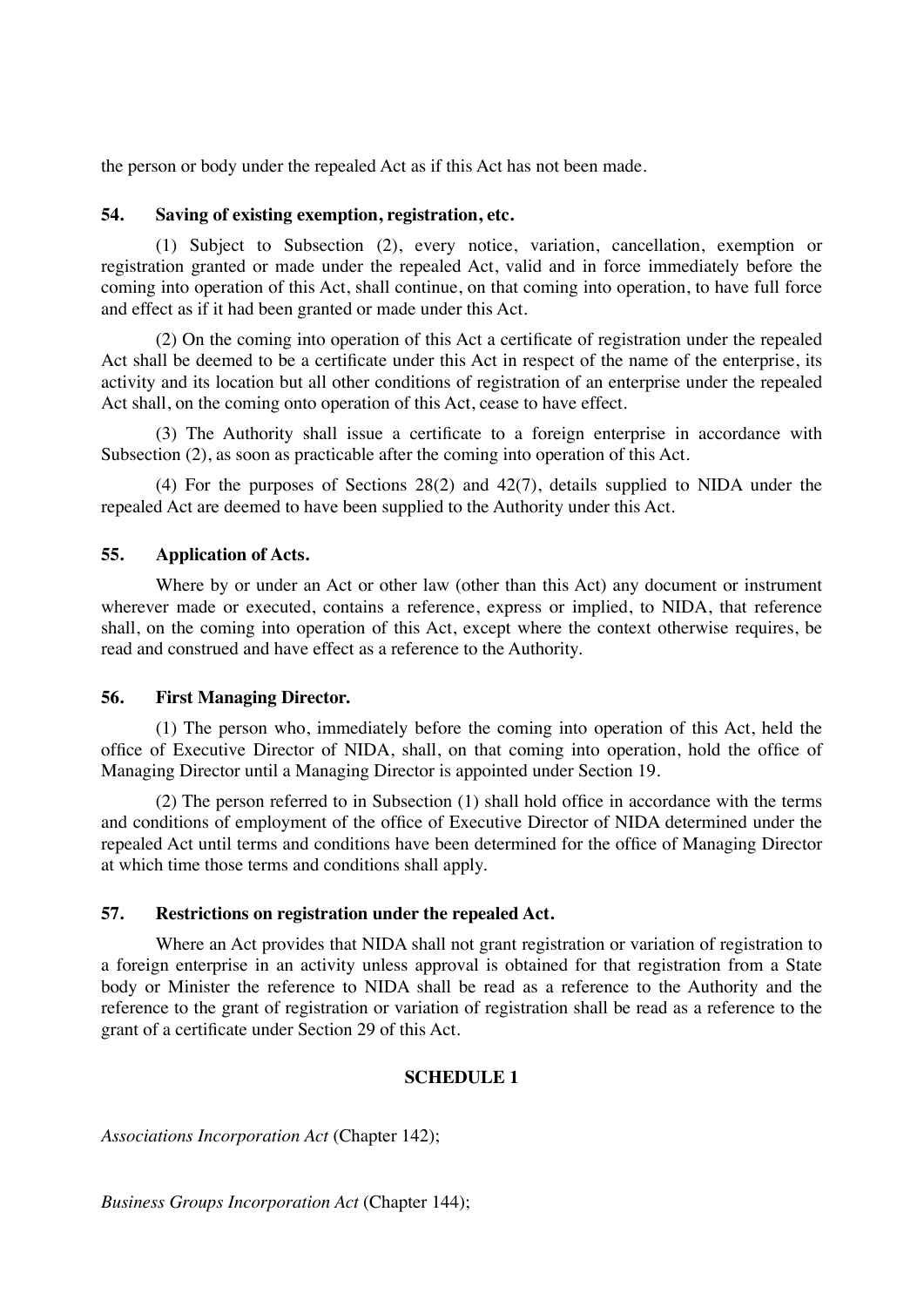the person or body under the repealed Act as if this Act has not been made.

### 54. Saving of existing exemption, registration, etc.

(1) Subject to Subsection (2), every notice, variation, cancellation, exemption or registration granted or made under the repealed Act, valid and in force immediately before the coming into operation of this Act, shall continue, on that coming into operation, to have full force and effect as if it had been granted or made under this Act.

(2) On the coming into operation of this Act a certificate of registration under the repealed Act shall be deemed to be a certificate under this Act in respect of the name of the enterprise, its activity and its location but all other conditions of registration of an enterprise under the repealed Act shall, on the coming onto operation of this Act, cease to have effect.

(3) The Authority shall issue a certificate to a foreign enterprise in accordance with Subsection (2), as soon as practicable after the coming into operation of this Act.

(4) For the purposes of Sections 28(2) and 42(7), details supplied to NIDA under the repealed Act are deemed to have been supplied to the Authority under this Act.

### 55. Application of Acts.

Where by or under an Act or other law (other than this Act) any document or instrument wherever made or executed, contains a reference, express or implied, to NIDA, that reference shall, on the coming into operation of this Act, except where the context otherwise requires, be read and construed and have effect as a reference to the Authority.

### 56. First Managing Director.

(1) The person who, immediately before the coming into operation of this Act, held the office of Executive Director of NIDA, shall, on that coming into operation, hold the office of Managing Director until a Managing Director is appointed under Section 19.

(2) The person referred to in Subsection (1) shall hold office in accordance with the terms and conditions of employment of the office of Executive Director of NIDA determined under the repealed Act until terms and conditions have been determined for the office of Managing Director at which time those terms and conditions shall apply.

### 57. Restrictions on registration under the repealed Act.

Where an Act provides that NIDA shall not grant registration or variation of registration to a foreign enterprise in an activity unless approval is obtained for that registration from a State body or Minister the reference to NIDA shall be read as a reference to the Authority and the reference to the grant of registration or variation of registration shall be read as a reference to the grant of a certificate under Section 29 of this Act.

## SCHEDULE 1

*Associations Incorporation Act* (Chapter 142);

*Business Groups Incorporation Act* (Chapter 144);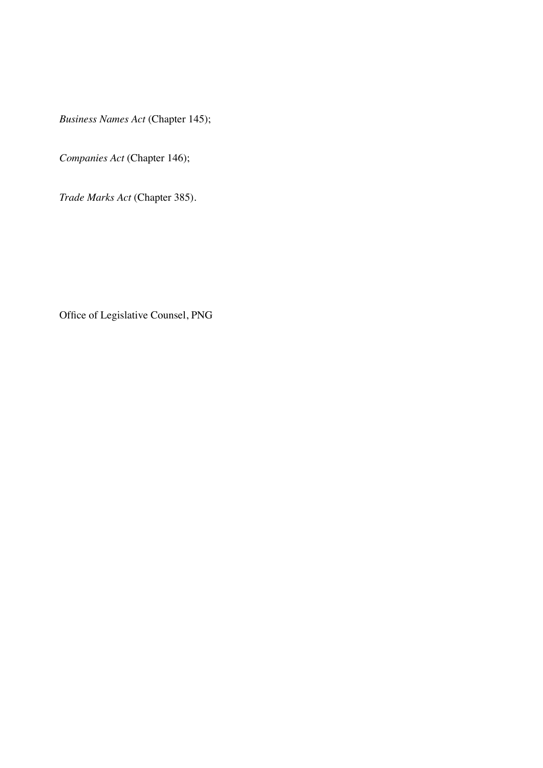*Business Names Act* (Chapter 145);

*Companies Act* (Chapter 146);

*Trade Marks Act* (Chapter 385).

Office of Legislative Counsel, PNG